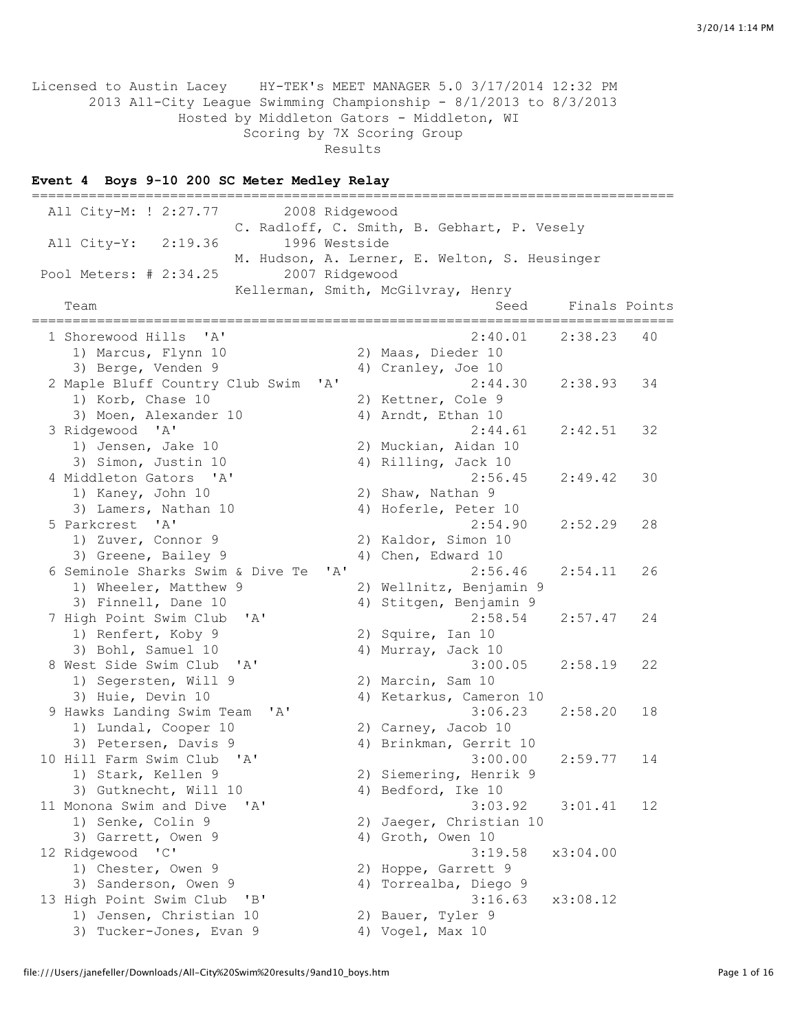Licensed to Austin Lacey HY-TEK's MEET MANAGER 5.0 3/17/2014 12:32 PM

2013 All-City League Swimming Championship - 8/1/2013 to 8/3/2013

Hosted by Middleton Gators - Middleton, WI

Scoring by 7X Scoring Group

Results

**Event 4 Boys 9-10 200 SC Meter Medley Relay**

```
===============================================================================
  All City-M: ! 2:27.77        2008 Ridgewood
                        C. Radloff, C. Smith, B. Gebhart, P. Vesely
  All City-Y:   2:19.36        1996 Westside
                        M. Hudson, A. Lerner, E. Welton, S. Heusinger
 Pool Meters: # 2:34.25        2007 Ridgewood
                        Kellerman, Smith, McGilvray, Henry
    Team                                            Seed     Finals Points
===============================================================================
  1 Shorewood Hills  'A'                          2:40.01    2:38.23   40
     1) Marcus, Flynn 10              2) Maas, Dieder 10
     3) Berge, Venden 9               4) Cranley, Joe 10
  2 Maple Bluff Country Club Swim  'A'            2:44.30    2:38.93   34
     1) Korb, Chase 10                2) Kettner, Cole 9
     3) Moen, Alexander 10            4) Arndt, Ethan 10
  3 Ridgewood  'A'                                2:44.61    2:42.51   32
     1) Jensen, Jake 10               2) Muckian, Aidan 10
     3) Simon, Justin 10              4) Rilling, Jack 10
  4 Middleton Gators  'A'                         2:56.45    2:49.42   30
     1) Kaney, John 10                2) Shaw, Nathan 9
     3) Lamers, Nathan 10             4) Hoferle, Peter 10
  5 Parkcrest  'A'                                2:54.90    2:52.29   28
     1) Zuver, Connor 9               2) Kaldor, Simon 10
     3) Greene, Bailey 9              4) Chen, Edward 10
  6 Seminole Sharks Swim & Dive Te  'A'           2:56.46    2:54.11   26
     1) Wheeler, Matthew 9            2) Wellnitz, Benjamin 9
     3) Finnell, Dane 10              4) Stitgen, Benjamin 9
  7 High Point Swim Club  'A'                     2:58.54    2:57.47   24
     1) Renfert, Koby 9               2) Squire, Ian 10
     3) Bohl, Samuel 10               4) Murray, Jack 10
  8 West Side Swim Club  'A'                      3:00.05    2:58.19   22
     1) Segersten, Will 9             2) Marcin, Sam 10
     3) Huie, Devin 10                4) Ketarkus, Cameron 10
  9 Hawks Landing Swim Team  'A'                  3:06.23    2:58.20   18
     1) Lundal, Cooper 10             2) Carney, Jacob 10
     3) Petersen, Davis 9             4) Brinkman, Gerrit 10
 10 Hill Farm Swim Club  'A'                      3:00.00    2:59.77   14
     1) Stark, Kellen 9               2) Siemering, Henrik 9
     3) Gutknecht, Will 10            4) Bedford, Ike 10
 11 Monona Swim and Dive  'A'                     3:03.92    3:01.41   12
     1) Senke, Colin 9                2) Jaeger, Christian 10
     3) Garrett, Owen 9               4) Groth, Owen 10
 12 Ridgewood  'C'                                3:19.58   x3:04.00
     1) Chester, Owen 9               2) Hoppe, Garrett 9
     3) Sanderson, Owen 9             4) Torrealba, Diego 9
 13 High Point Swim Club  'B'                     3:16.63   x3:08.12
     1) Jensen, Christian 10          2) Bauer, Tyler 9
     3) Tucker-Jones, Evan 9          4) Vogel, Max 10
```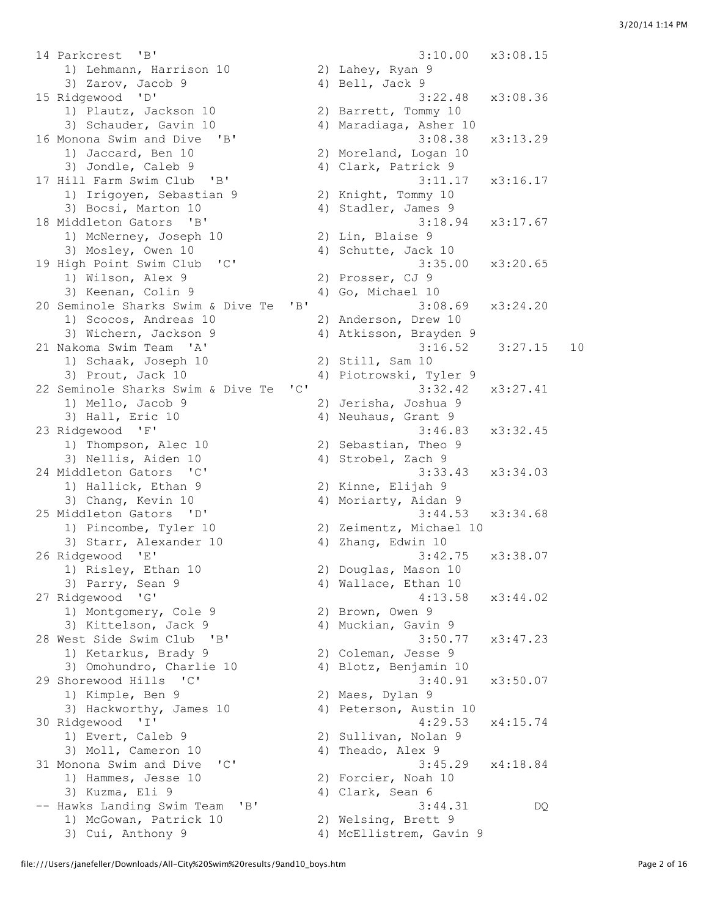```
14 Parkcrest  'B'                                      3:10.00   x3:08.15
    1) Lehmann, Harrison 10          2) Lahey, Ryan 9
    3) Zarov, Jacob 9                4) Bell, Jack 9
15 Ridgewood  'D'                                      3:22.48   x3:08.36
    1) Plautz, Jackson 10            2) Barrett, Tommy 10
    3) Schauder, Gavin 10            4) Maradiaga, Asher 10
16 Monona Swim and Dive  'B'                           3:08.38   x3:13.29
    1) Jaccard, Ben 10               2) Moreland, Logan 10
    3) Jondle, Caleb 9               4) Clark, Patrick 9
17 Hill Farm Swim Club  'B'                            3:11.17   x3:16.17
    1) Irigoyen, Sebastian 9         2) Knight, Tommy 10
    3) Bocsi, Marton 10              4) Stadler, James 9
18 Middleton Gators  'B'                               3:18.94   x3:17.67
    1) McNerney, Joseph 10           2) Lin, Blaise 9
    3) Mosley, Owen 10               4) Schutte, Jack 10
19 High Point Swim Club  'C'                           3:35.00   x3:20.65
    1) Wilson, Alex 9                2) Prosser, CJ 9
    3) Keenan, Colin 9               4) Go, Michael 10
20 Seminole Sharks Swim & Dive Te  'B'                 3:08.69   x3:24.20
    1) Scocos, Andreas 10            2) Anderson, Drew 10
    3) Wichern, Jackson 9            4) Atkisson, Brayden 9
21 Nakoma Swim Team  'A'                               3:16.52    3:27.15   10
    1) Schaak, Joseph 10             2) Still, Sam 10
    3) Prout, Jack 10                4) Piotrowski, Tyler 9
22 Seminole Sharks Swim & Dive Te  'C'                 3:32.42   x3:27.41
    1) Mello, Jacob 9                2) Jerisha, Joshua 9
    3) Hall, Eric 10                 4) Neuhaus, Grant 9
23 Ridgewood  'F'                                      3:46.83   x3:32.45
    1) Thompson, Alec 10             2) Sebastian, Theo 9
    3) Nellis, Aiden 10              4) Strobel, Zach 9
24 Middleton Gators  'C'                               3:33.43   x3:34.03
    1) Hallick, Ethan 9              2) Kinne, Elijah 9
    3) Chang, Kevin 10               4) Moriarty, Aidan 9
25 Middleton Gators  'D'                               3:44.53   x3:34.68
    1) Pincombe, Tyler 10            2) Zeimentz, Michael 10
    3) Starr, Alexander 10           4) Zhang, Edwin 10
26 Ridgewood  'E'                                      3:42.75   x3:38.07
    1) Risley, Ethan 10              2) Douglas, Mason 10
    3) Parry, Sean 9                 4) Wallace, Ethan 10
27 Ridgewood  'G'                                      4:13.58   x3:44.02
    1) Montgomery, Cole 9            2) Brown, Owen 9
    3) Kittelson, Jack 9             4) Muckian, Gavin 9
28 West Side Swim Club  'B'                            3:50.77   x3:47.23
    1) Ketarkus, Brady 9             2) Coleman, Jesse 9
    3) Omohundro, Charlie 10         4) Blotz, Benjamin 10
29 Shorewood Hills  'C'                                3:40.91   x3:50.07
    1) Kimple, Ben 9                 2) Maes, Dylan 9
    3) Hackworthy, James 10          4) Peterson, Austin 10
30 Ridgewood  'I'                                      4:29.53   x4:15.74
    1) Evert, Caleb 9                2) Sullivan, Nolan 9
    3) Moll, Cameron 10              4) Theado, Alex 9
31 Monona Swim and Dive  'C'                           3:45.29   x4:18.84
    1) Hammes, Jesse 10              2) Forcier, Noah 10
    3) Kuzma, Eli 9                  4) Clark, Sean 6
-- Hawks Landing Swim Team  'B'                        3:44.31         DQ
    1) McGowan, Patrick 10           2) Welsing, Brett 9
    3) Cui, Anthony 9                4) McEllistrem, Gavin 9
```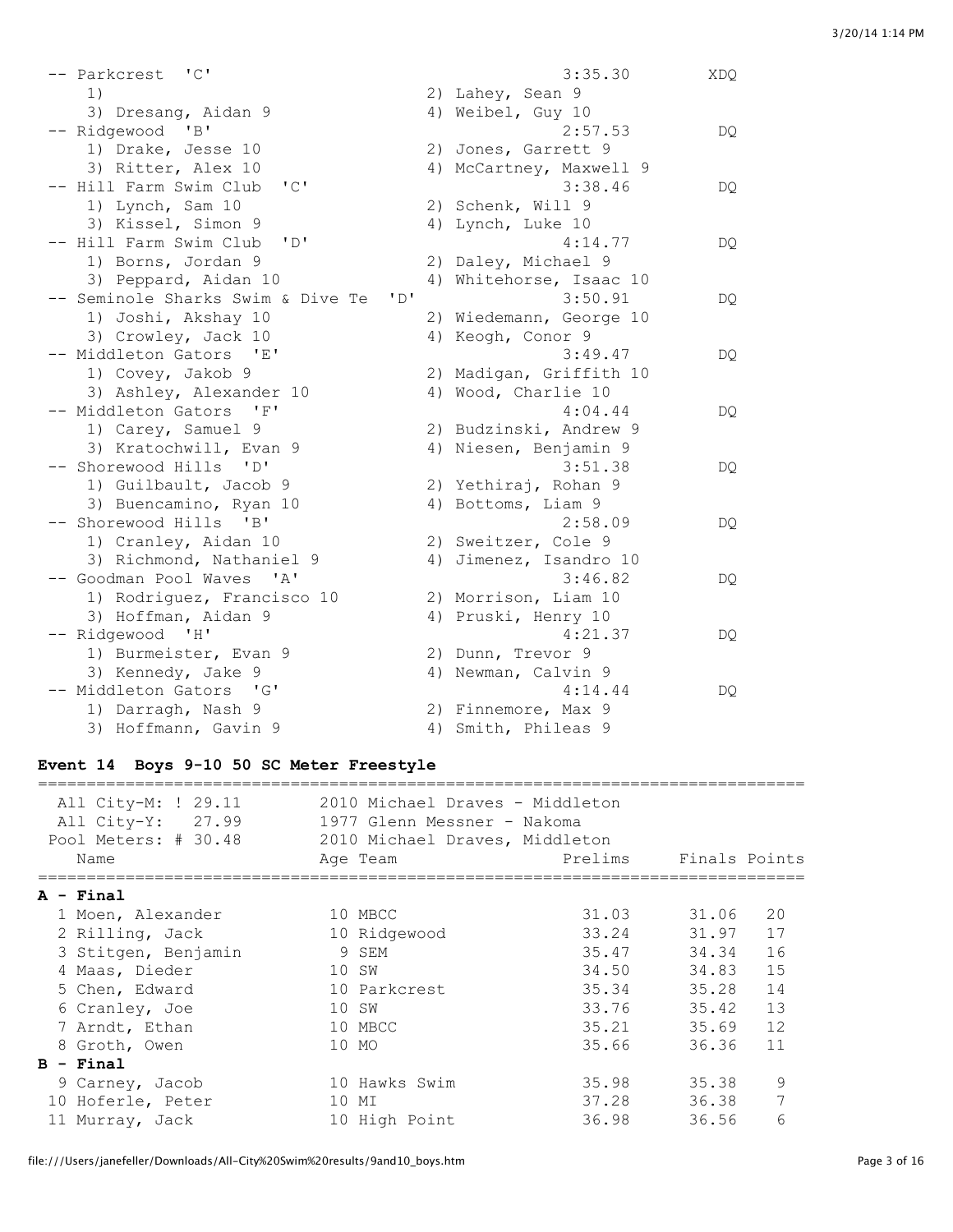| Team | | Finals Time | |
|---|---|---|---|
| -- Parkcrest 'C' | | 3:35.30 | XDQ |
| 1) | 2) Lahey, Sean 9 | | |
| 3) Dresang, Aidan 9 | 4) Weibel, Guy 10 | | |
| -- Ridgewood 'B' | | 2:57.53 | DQ |
| 1) Drake, Jesse 10 | 2) Jones, Garrett 9 | | |
| 3) Ritter, Alex 10 | 4) McCartney, Maxwell 9 | | |
| -- Hill Farm Swim Club 'C' | | 3:38.46 | DQ |
| 1) Lynch, Sam 10 | 2) Schenk, Will 9 | | |
| 3) Kissel, Simon 9 | 4) Lynch, Luke 10 | | |
| -- Hill Farm Swim Club 'D' | | 4:14.77 | DQ |
| 1) Borns, Jordan 9 | 2) Daley, Michael 9 | | |
| 3) Peppard, Aidan 10 | 4) Whitehorse, Isaac 10 | | |
| -- Seminole Sharks Swim & Dive Te 'D' | | 3:50.91 | DQ |
| 1) Joshi, Akshay 10 | 2) Wiedemann, George 10 | | |
| 3) Crowley, Jack 10 | 4) Keogh, Conor 9 | | |
| -- Middleton Gators 'E' | | 3:49.47 | DQ |
| 1) Covey, Jakob 9 | 2) Madigan, Griffith 10 | | |
| 3) Ashley, Alexander 10 | 4) Wood, Charlie 10 | | |
| -- Middleton Gators 'F' | | 4:04.44 | DQ |
| 1) Carey, Samuel 9 | 2) Budzinski, Andrew 9 | | |
| 3) Kratochwill, Evan 9 | 4) Niesen, Benjamin 9 | | |
| -- Shorewood Hills 'D' | | 3:51.38 | DQ |
| 1) Guilbault, Jacob 9 | 2) Yethiraj, Rohan 9 | | |
| 3) Buencamino, Ryan 10 | 4) Bottoms, Liam 9 | | |
| -- Shorewood Hills 'B' | | 2:58.09 | DQ |
| 1) Cranley, Aidan 10 | 2) Sweitzer, Cole 9 | | |
| 3) Richmond, Nathaniel 9 | 4) Jimenez, Isandro 10 | | |
| -- Goodman Pool Waves 'A' | | 3:46.82 | DQ |
| 1) Rodriguez, Francisco 10 | 2) Morrison, Liam 10 | | |
| 3) Hoffman, Aidan 9 | 4) Pruski, Henry 10 | | |
| -- Ridgewood 'H' | | 4:21.37 | DQ |
| 1) Burmeister, Evan 9 | 2) Dunn, Trevor 9 | | |
| 3) Kennedy, Jake 9 | 4) Newman, Calvin 9 | | |
| -- Middleton Gators 'G' | | 4:14.44 | DQ |
| 1) Darragh, Nash 9 | 2) Finnemore, Max 9 | | |
| 3) Hoffmann, Gavin 9 | 4) Smith, Phileas 9 | | |

### Event 14 Boys 9-10 50 SC Meter Freestyle

All City-M: ! 29.11 — 2010 Michael Draves - Middleton
All City-Y: 27.99 — 1977 Glenn Messner - Nakoma
Pool Meters: # 30.48 — 2010 Michael Draves, Middleton

| Place | Name | Age | Team | Prelims | Finals | Points |
|---|---|---|---|---|---|---|
| **A - Final** | | | | | | |
| 1 | Moen, Alexander | 10 | MBCC | 31.03 | 31.06 | 20 |
| 2 | Rilling, Jack | 10 | Ridgewood | 33.24 | 31.97 | 17 |
| 3 | Stitgen, Benjamin | 9 | SEM | 35.47 | 34.34 | 16 |
| 4 | Maas, Dieder | 10 | SW | 34.50 | 34.83 | 15 |
| 5 | Chen, Edward | 10 | Parkcrest | 35.34 | 35.28 | 14 |
| 6 | Cranley, Joe | 10 | SW | 33.76 | 35.42 | 13 |
| 7 | Arndt, Ethan | 10 | MBCC | 35.21 | 35.69 | 12 |
| 8 | Groth, Owen | 10 | MO | 35.66 | 36.36 | 11 |
| **B - Final** | | | | | | |
| 9 | Carney, Jacob | 10 | Hawks Swim | 35.98 | 35.38 | 9 |
| 10 | Hoferle, Peter | 10 | MI | 37.28 | 36.38 | 7 |
| 11 | Murray, Jack | 10 | High Point | 36.98 | 36.56 | 6 |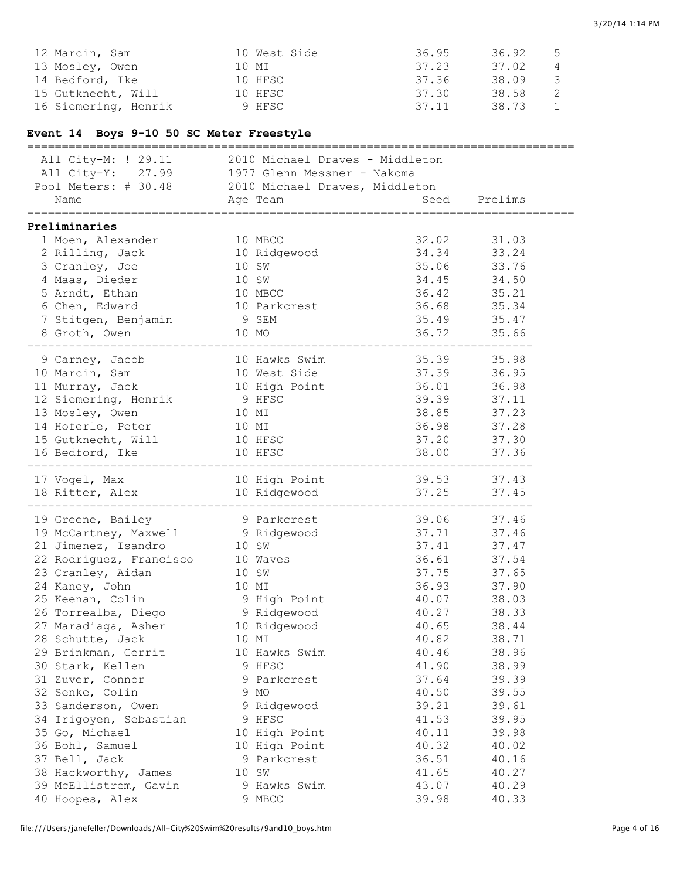| | | | | | |
|---|---|---|---|---|---|
| 12 Marcin, Sam | 10 | West Side | 36.95 | 36.92 | 5 |
| 13 Mosley, Owen | 10 | MI | 37.23 | 37.02 | 4 |
| 14 Bedford, Ike | 10 | HFSC | 37.36 | 38.09 | 3 |
| 15 Gutknecht, Will | 10 | HFSC | 37.30 | 38.58 | 2 |
| 16 Siemering, Henrik | 9 | HFSC | 37.11 | 38.73 | 1 |

## Event 14 Boys 9-10 50 SC Meter Freestyle

All City-M: ! 29.11 — 2010 Michael Draves - Middleton
All City-Y: 27.99 — 1977 Glenn Messner - Nakoma
Pool Meters: # 30.48 — 2010 Michael Draves, Middleton

### Preliminaries

| Name | Age | Team | Seed | Prelims |
|---|---|---|---|---|
| 1 Moen, Alexander | 10 | MBCC | 32.02 | 31.03 |
| 2 Rilling, Jack | 10 | Ridgewood | 34.34 | 33.24 |
| 3 Cranley, Joe | 10 | SW | 35.06 | 33.76 |
| 4 Maas, Dieder | 10 | SW | 34.45 | 34.50 |
| 5 Arndt, Ethan | 10 | MBCC | 36.42 | 35.21 |
| 6 Chen, Edward | 10 | Parkcrest | 36.68 | 35.34 |
| 7 Stitgen, Benjamin | 9 | SEM | 35.49 | 35.47 |
| 8 Groth, Owen | 10 | MO | 36.72 | 35.66 |
| 9 Carney, Jacob | 10 | Hawks Swim | 35.39 | 35.98 |
| 10 Marcin, Sam | 10 | West Side | 37.39 | 36.95 |
| 11 Murray, Jack | 10 | High Point | 36.01 | 36.98 |
| 12 Siemering, Henrik | 9 | HFSC | 39.39 | 37.11 |
| 13 Mosley, Owen | 10 | MI | 38.85 | 37.23 |
| 14 Hoferle, Peter | 10 | MI | 36.98 | 37.28 |
| 15 Gutknecht, Will | 10 | HFSC | 37.20 | 37.30 |
| 16 Bedford, Ike | 10 | HFSC | 38.00 | 37.36 |
| 17 Vogel, Max | 10 | High Point | 39.53 | 37.43 |
| 18 Ritter, Alex | 10 | Ridgewood | 37.25 | 37.45 |
| 19 Greene, Bailey | 9 | Parkcrest | 39.06 | 37.46 |
| 19 McCartney, Maxwell | 9 | Ridgewood | 37.71 | 37.46 |
| 21 Jimenez, Isandro | 10 | SW | 37.41 | 37.47 |
| 22 Rodriguez, Francisco | 10 | Waves | 36.61 | 37.54 |
| 23 Cranley, Aidan | 10 | SW | 37.75 | 37.65 |
| 24 Kaney, John | 10 | MI | 36.93 | 37.90 |
| 25 Keenan, Colin | 9 | High Point | 40.07 | 38.03 |
| 26 Torrealba, Diego | 9 | Ridgewood | 40.27 | 38.33 |
| 27 Maradiaga, Asher | 10 | Ridgewood | 40.65 | 38.44 |
| 28 Schutte, Jack | 10 | MI | 40.82 | 38.71 |
| 29 Brinkman, Gerrit | 10 | Hawks Swim | 40.46 | 38.96 |
| 30 Stark, Kellen | 9 | HFSC | 41.90 | 38.99 |
| 31 Zuver, Connor | 9 | Parkcrest | 37.64 | 39.39 |
| 32 Senke, Colin | 9 | MO | 40.50 | 39.55 |
| 33 Sanderson, Owen | 9 | Ridgewood | 39.21 | 39.61 |
| 34 Irigoyen, Sebastian | 9 | HFSC | 41.53 | 39.95 |
| 35 Go, Michael | 10 | High Point | 40.11 | 39.98 |
| 36 Bohl, Samuel | 10 | High Point | 40.32 | 40.02 |
| 37 Bell, Jack | 9 | Parkcrest | 36.51 | 40.16 |
| 38 Hackworthy, James | 10 | SW | 41.65 | 40.27 |
| 39 McEllistrem, Gavin | 9 | Hawks Swim | 43.07 | 40.29 |
| 40 Hoopes, Alex | 9 | MBCC | 39.98 | 40.33 |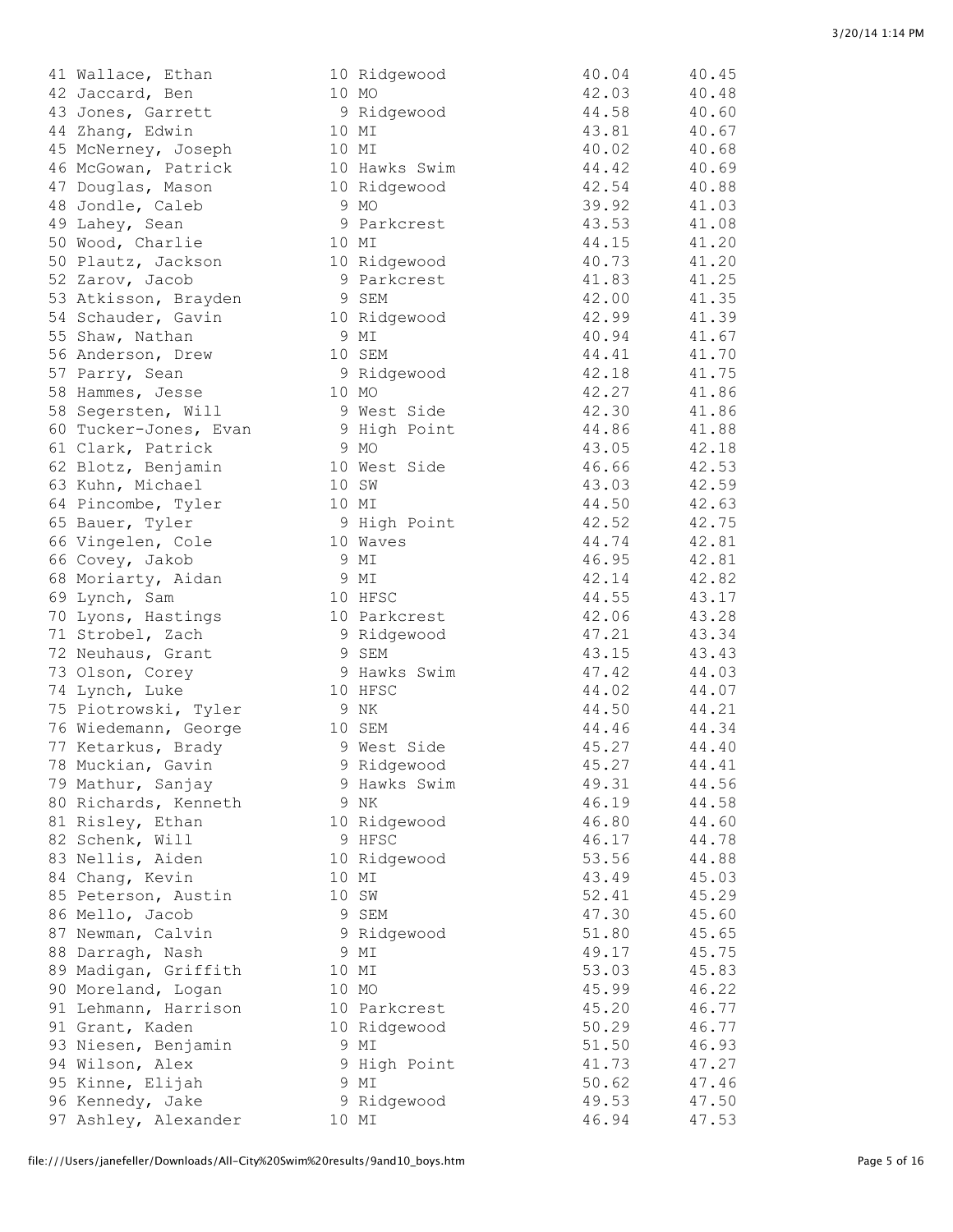```
 41 Wallace, Ethan           10 Ridgewood              40.04      40.45
 42 Jaccard, Ben             10 MO                     42.03      40.48
 43 Jones, Garrett            9 Ridgewood              44.58      40.60
 44 Zhang, Edwin             10 MI                     43.81      40.67
 45 McNerney, Joseph         10 MI                     40.02      40.68
 46 McGowan, Patrick         10 Hawks Swim             44.42      40.69
 47 Douglas, Mason           10 Ridgewood              42.54      40.88
 48 Jondle, Caleb             9 MO                     39.92      41.03
 49 Lahey, Sean               9 Parkcrest              43.53      41.08
 50 Wood, Charlie            10 MI                     44.15      41.20
 50 Plautz, Jackson          10 Ridgewood              40.73      41.20
 52 Zarov, Jacob              9 Parkcrest              41.83      41.25
 53 Atkisson, Brayden         9 SEM                    42.00      41.35
 54 Schauder, Gavin          10 Ridgewood              42.99      41.39
 55 Shaw, Nathan              9 MI                     40.94      41.67
 56 Anderson, Drew           10 SEM                    44.41      41.70
 57 Parry, Sean               9 Ridgewood              42.18      41.75
 58 Hammes, Jesse            10 MO                     42.27      41.86
 58 Segersten, Will           9 West Side              42.30      41.86
 60 Tucker-Jones, Evan        9 High Point             44.86      41.88
 61 Clark, Patrick            9 MO                     43.05      42.18
 62 Blotz, Benjamin          10 West Side              46.66      42.53
 63 Kuhn, Michael            10 SW                     43.03      42.59
 64 Pincombe, Tyler          10 MI                     44.50      42.63
 65 Bauer, Tyler              9 High Point             42.52      42.75
 66 Vingelen, Cole           10 Waves                  44.74      42.81
 66 Covey, Jakob              9 MI                     46.95      42.81
 68 Moriarty, Aidan           9 MI                     42.14      42.82
 69 Lynch, Sam               10 HFSC                   44.55      43.17
 70 Lyons, Hastings          10 Parkcrest              42.06      43.28
 71 Strobel, Zach             9 Ridgewood              47.21      43.34
 72 Neuhaus, Grant            9 SEM                    43.15      43.43
 73 Olson, Corey              9 Hawks Swim             47.42      44.03
 74 Lynch, Luke              10 HFSC                   44.02      44.07
 75 Piotrowski, Tyler         9 NK                     44.50      44.21
 76 Wiedemann, George        10 SEM                    44.46      44.34
 77 Ketarkus, Brady           9 West Side              45.27      44.40
 78 Muckian, Gavin            9 Ridgewood              45.27      44.41
 79 Mathur, Sanjay            9 Hawks Swim             49.31      44.56
 80 Richards, Kenneth         9 NK                     46.19      44.58
 81 Risley, Ethan            10 Ridgewood              46.80      44.60
 82 Schenk, Will              9 HFSC                   46.17      44.78
 83 Nellis, Aiden            10 Ridgewood              53.56      44.88
 84 Chang, Kevin             10 MI                     43.49      45.03
 85 Peterson, Austin         10 SW                     52.41      45.29
 86 Mello, Jacob              9 SEM                    47.30      45.60
 87 Newman, Calvin            9 Ridgewood              51.80      45.65
 88 Darragh, Nash             9 MI                     49.17      45.75
 89 Madigan, Griffith        10 MI                     53.03      45.83
 90 Moreland, Logan          10 MO                     45.99      46.22
 91 Lehmann, Harrison        10 Parkcrest              45.20      46.77
 91 Grant, Kaden             10 Ridgewood              50.29      46.77
 93 Niesen, Benjamin          9 MI                     51.50      46.93
 94 Wilson, Alex              9 High Point             41.73      47.27
 95 Kinne, Elijah             9 MI                     50.62      47.46
 96 Kennedy, Jake             9 Ridgewood              49.53      47.50
 97 Ashley, Alexander        10 MI                     46.94      47.53
```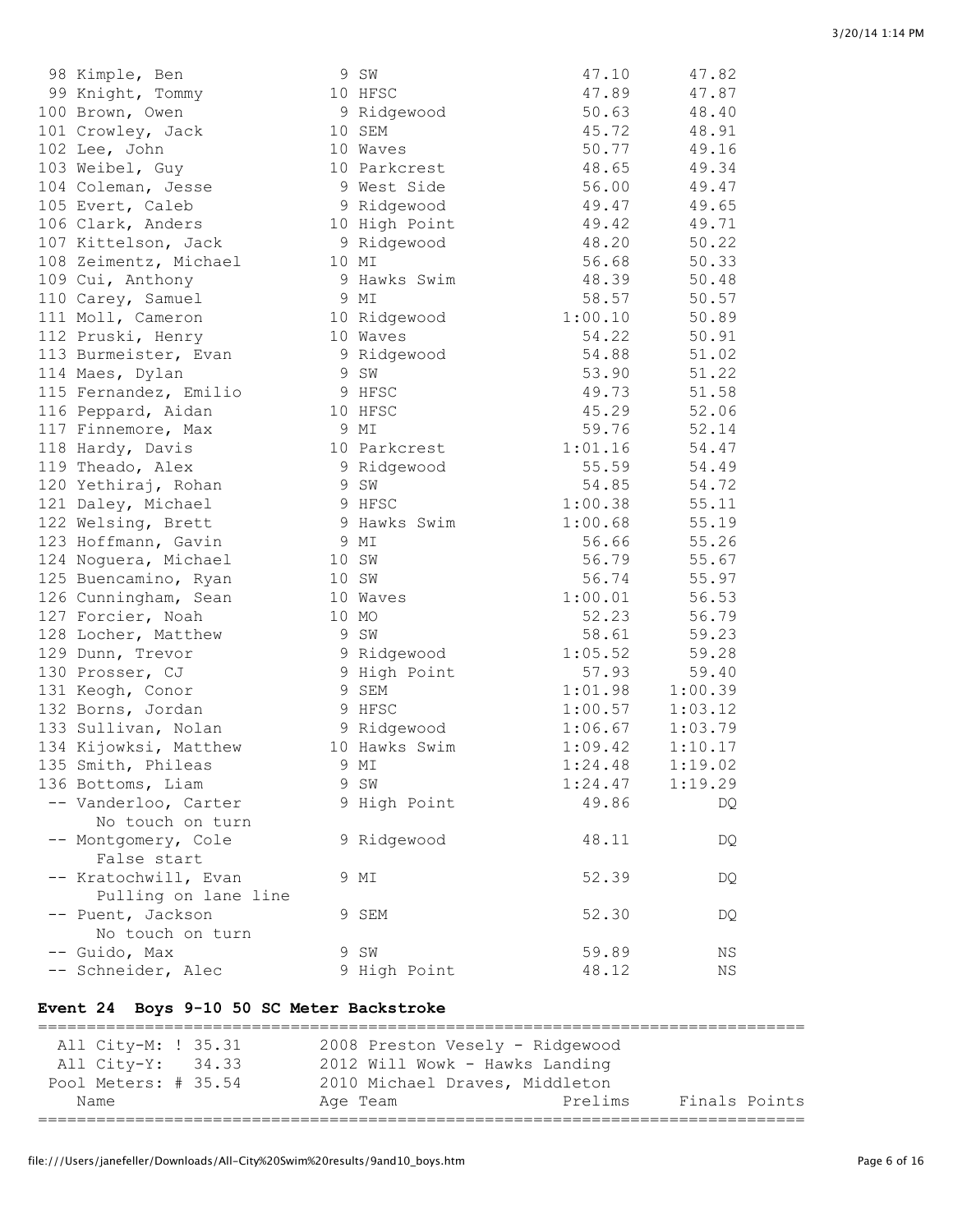| Place | Name | Age | Team | Prelims | Finals |
|---|---|---|---|---|---|
| 98 | Kimple, Ben | 9 | SW | 47.10 | 47.82 |
| 99 | Knight, Tommy | 10 | HFSC | 47.89 | 47.87 |
| 100 | Brown, Owen | 9 | Ridgewood | 50.63 | 48.40 |
| 101 | Crowley, Jack | 10 | SEM | 45.72 | 48.91 |
| 102 | Lee, John | 10 | Waves | 50.77 | 49.16 |
| 103 | Weibel, Guy | 10 | Parkcrest | 48.65 | 49.34 |
| 104 | Coleman, Jesse | 9 | West Side | 56.00 | 49.47 |
| 105 | Evert, Caleb | 9 | Ridgewood | 49.47 | 49.65 |
| 106 | Clark, Anders | 10 | High Point | 49.42 | 49.71 |
| 107 | Kittelson, Jack | 9 | Ridgewood | 48.20 | 50.22 |
| 108 | Zeimentz, Michael | 10 | MI | 56.68 | 50.33 |
| 109 | Cui, Anthony | 9 | Hawks Swim | 48.39 | 50.48 |
| 110 | Carey, Samuel | 9 | MI | 58.57 | 50.57 |
| 111 | Moll, Cameron | 10 | Ridgewood | 1:00.10 | 50.89 |
| 112 | Pruski, Henry | 10 | Waves | 54.22 | 50.91 |
| 113 | Burmeister, Evan | 9 | Ridgewood | 54.88 | 51.02 |
| 114 | Maes, Dylan | 9 | SW | 53.90 | 51.22 |
| 115 | Fernandez, Emilio | 9 | HFSC | 49.73 | 51.58 |
| 116 | Peppard, Aidan | 10 | HFSC | 45.29 | 52.06 |
| 117 | Finnemore, Max | 9 | MI | 59.76 | 52.14 |
| 118 | Hardy, Davis | 10 | Parkcrest | 1:01.16 | 54.47 |
| 119 | Theado, Alex | 9 | Ridgewood | 55.59 | 54.49 |
| 120 | Yethiraj, Rohan | 9 | SW | 54.85 | 54.72 |
| 121 | Daley, Michael | 9 | HFSC | 1:00.38 | 55.11 |
| 122 | Welsing, Brett | 9 | Hawks Swim | 1:00.68 | 55.19 |
| 123 | Hoffmann, Gavin | 9 | MI | 56.66 | 55.26 |
| 124 | Noguera, Michael | 10 | SW | 56.79 | 55.67 |
| 125 | Buencamino, Ryan | 10 | SW | 56.74 | 55.97 |
| 126 | Cunningham, Sean | 10 | Waves | 1:00.01 | 56.53 |
| 127 | Forcier, Noah | 10 | MO | 52.23 | 56.79 |
| 128 | Locher, Matthew | 9 | SW | 58.61 | 59.23 |
| 129 | Dunn, Trevor | 9 | Ridgewood | 1:05.52 | 59.28 |
| 130 | Prosser, CJ | 9 | High Point | 57.93 | 59.40 |
| 131 | Keogh, Conor | 9 | SEM | 1:01.98 | 1:00.39 |
| 132 | Borns, Jordan | 9 | HFSC | 1:00.57 | 1:03.12 |
| 133 | Sullivan, Nolan | 9 | Ridgewood | 1:06.67 | 1:03.79 |
| 134 | Kijowksi, Matthew | 10 | Hawks Swim | 1:09.42 | 1:10.17 |
| 135 | Smith, Phileas | 9 | MI | 1:24.48 | 1:19.02 |
| 136 | Bottoms, Liam | 9 | SW | 1:24.47 | 1:19.29 |
| -- | Vanderloo, Carter (No touch on turn) | 9 | High Point | 49.86 | DQ |
| -- | Montgomery, Cole (False start) | 9 | Ridgewood | 48.11 | DQ |
| -- | Kratochwill, Evan (Pulling on lane line) | 9 | MI | 52.39 | DQ |
| -- | Puent, Jackson (No touch on turn) | 9 | SEM | 52.30 | DQ |
| -- | Guido, Max | 9 | SW | 59.89 | NS |
| -- | Schneider, Alec | 9 | High Point | 48.12 | NS |

### Event 24 Boys 9-10 50 SC Meter Backstroke

```
===============================================================================
  All City-M: ! 35.31       2008 Preston Vesely - Ridgewood
  All City-Y:   34.33       2012 Will Wowk - Hawks Landing
 Pool Meters: # 35.54       2010 Michael Draves, Middleton
    Name                    Age Team                Prelims     Finals Points
===============================================================================
```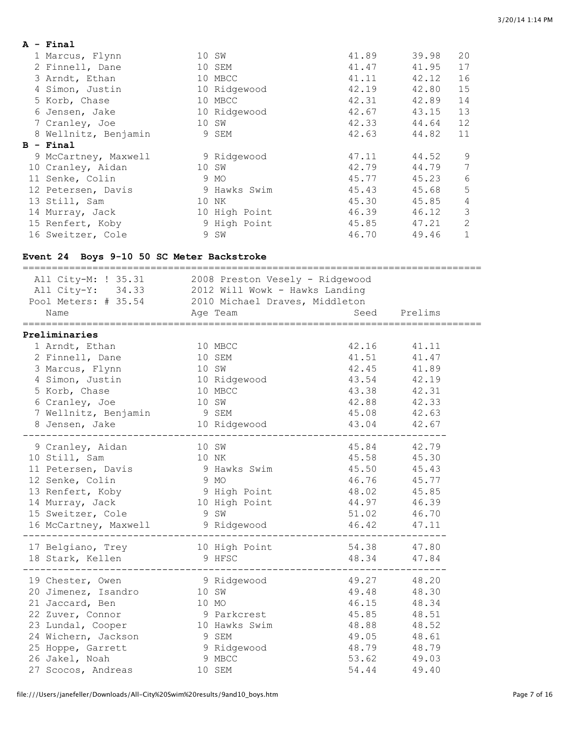**A - Final**

| | Name | Age | Team | Prelims | Finals | Points |
|---|---|---|---|---|---|---|
| 1 | Marcus, Flynn | 10 | SW | 41.89 | 39.98 | 20 |
| 2 | Finnell, Dane | 10 | SEM | 41.47 | 41.95 | 17 |
| 3 | Arndt, Ethan | 10 | MBCC | 41.11 | 42.12 | 16 |
| 4 | Simon, Justin | 10 | Ridgewood | 42.19 | 42.80 | 15 |
| 5 | Korb, Chase | 10 | MBCC | 42.31 | 42.89 | 14 |
| 6 | Jensen, Jake | 10 | Ridgewood | 42.67 | 43.15 | 13 |
| 7 | Cranley, Joe | 10 | SW | 42.33 | 44.64 | 12 |
| 8 | Wellnitz, Benjamin | 9 | SEM | 42.63 | 44.82 | 11 |

**B - Final**

| | Name | Age | Team | Prelims | Finals | Points |
|---|---|---|---|---|---|---|
| 9 | McCartney, Maxwell | 9 | Ridgewood | 47.11 | 44.52 | 9 |
| 10 | Cranley, Aidan | 10 | SW | 42.79 | 44.79 | 7 |
| 11 | Senke, Colin | 9 | MO | 45.77 | 45.23 | 6 |
| 12 | Petersen, Davis | 9 | Hawks Swim | 45.43 | 45.68 | 5 |
| 13 | Still, Sam | 10 | NK | 45.30 | 45.85 | 4 |
| 14 | Murray, Jack | 10 | High Point | 46.39 | 46.12 | 3 |
| 15 | Renfert, Koby | 9 | High Point | 45.85 | 47.21 | 2 |
| 16 | Sweitzer, Cole | 9 | SW | 46.70 | 49.46 | 1 |

### Event 24 Boys 9-10 50 SC Meter Backstroke

All City-M: ! 35.31 — 2008 Preston Vesely - Ridgewood
All City-Y: 34.33 — 2012 Will Wowk - Hawks Landing
Pool Meters: # 35.54 — 2010 Michael Draves, Middleton

**Preliminaries**

| | Name | Age | Team | Seed | Prelims |
|---|---|---|---|---|---|
| 1 | Arndt, Ethan | 10 | MBCC | 42.16 | 41.11 |
| 2 | Finnell, Dane | 10 | SEM | 41.51 | 41.47 |
| 3 | Marcus, Flynn | 10 | SW | 42.45 | 41.89 |
| 4 | Simon, Justin | 10 | Ridgewood | 43.54 | 42.19 |
| 5 | Korb, Chase | 10 | MBCC | 43.38 | 42.31 |
| 6 | Cranley, Joe | 10 | SW | 42.88 | 42.33 |
| 7 | Wellnitz, Benjamin | 9 | SEM | 45.08 | 42.63 |
| 8 | Jensen, Jake | 10 | Ridgewood | 43.04 | 42.67 |
| 9 | Cranley, Aidan | 10 | SW | 45.84 | 42.79 |
| 10 | Still, Sam | 10 | NK | 45.58 | 45.30 |
| 11 | Petersen, Davis | 9 | Hawks Swim | 45.50 | 45.43 |
| 12 | Senke, Colin | 9 | MO | 46.76 | 45.77 |
| 13 | Renfert, Koby | 9 | High Point | 48.02 | 45.85 |
| 14 | Murray, Jack | 10 | High Point | 44.97 | 46.39 |
| 15 | Sweitzer, Cole | 9 | SW | 51.02 | 46.70 |
| 16 | McCartney, Maxwell | 9 | Ridgewood | 46.42 | 47.11 |
| 17 | Belgiano, Trey | 10 | High Point | 54.38 | 47.80 |
| 18 | Stark, Kellen | 9 | HFSC | 48.34 | 47.84 |
| 19 | Chester, Owen | 9 | Ridgewood | 49.27 | 48.20 |
| 20 | Jimenez, Isandro | 10 | SW | 49.48 | 48.30 |
| 21 | Jaccard, Ben | 10 | MO | 46.15 | 48.34 |
| 22 | Zuver, Connor | 9 | Parkcrest | 45.85 | 48.51 |
| 23 | Lundal, Cooper | 10 | Hawks Swim | 48.88 | 48.52 |
| 24 | Wichern, Jackson | 9 | SEM | 49.05 | 48.61 |
| 25 | Hoppe, Garrett | 9 | Ridgewood | 48.79 | 48.79 |
| 26 | Jakel, Noah | 9 | MBCC | 53.62 | 49.03 |
| 27 | Scocos, Andreas | 10 | SEM | 54.44 | 49.40 |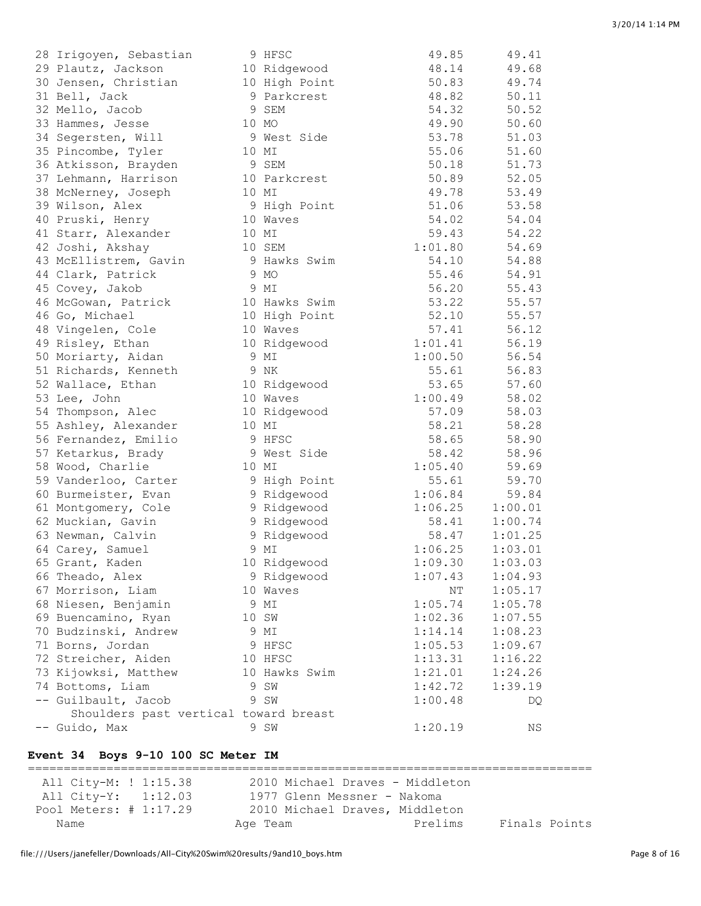| Place | Name | Age | Team | Prelims | Finals |
|---|---|---|---|---|---|
| 28 | Irigoyen, Sebastian | 9 | HFSC | 49.85 | 49.41 |
| 29 | Plautz, Jackson | 10 | Ridgewood | 48.14 | 49.68 |
| 30 | Jensen, Christian | 10 | High Point | 50.83 | 49.74 |
| 31 | Bell, Jack | 9 | Parkcrest | 48.82 | 50.11 |
| 32 | Mello, Jacob | 9 | SEM | 54.32 | 50.52 |
| 33 | Hammes, Jesse | 10 | MO | 49.90 | 50.60 |
| 34 | Segersten, Will | 9 | West Side | 53.78 | 51.03 |
| 35 | Pincombe, Tyler | 10 | MI | 55.06 | 51.60 |
| 36 | Atkisson, Brayden | 9 | SEM | 50.18 | 51.73 |
| 37 | Lehmann, Harrison | 10 | Parkcrest | 50.89 | 52.05 |
| 38 | McNerney, Joseph | 10 | MI | 49.78 | 53.49 |
| 39 | Wilson, Alex | 9 | High Point | 51.06 | 53.58 |
| 40 | Pruski, Henry | 10 | Waves | 54.02 | 54.04 |
| 41 | Starr, Alexander | 10 | MI | 59.43 | 54.22 |
| 42 | Joshi, Akshay | 10 | SEM | 1:01.80 | 54.69 |
| 43 | McEllistrem, Gavin | 9 | Hawks Swim | 54.10 | 54.88 |
| 44 | Clark, Patrick | 9 | MO | 55.46 | 54.91 |
| 45 | Covey, Jakob | 9 | MI | 56.20 | 55.43 |
| 46 | McGowan, Patrick | 10 | Hawks Swim | 53.22 | 55.57 |
| 46 | Go, Michael | 10 | High Point | 52.10 | 55.57 |
| 48 | Vingelen, Cole | 10 | Waves | 57.41 | 56.12 |
| 49 | Risley, Ethan | 10 | Ridgewood | 1:01.41 | 56.19 |
| 50 | Moriarty, Aidan | 9 | MI | 1:00.50 | 56.54 |
| 51 | Richards, Kenneth | 9 | NK | 55.61 | 56.83 |
| 52 | Wallace, Ethan | 10 | Ridgewood | 53.65 | 57.60 |
| 53 | Lee, John | 10 | Waves | 1:00.49 | 58.02 |
| 54 | Thompson, Alec | 10 | Ridgewood | 57.09 | 58.03 |
| 55 | Ashley, Alexander | 10 | MI | 58.21 | 58.28 |
| 56 | Fernandez, Emilio | 9 | HFSC | 58.65 | 58.90 |
| 57 | Ketarkus, Brady | 9 | West Side | 58.42 | 58.96 |
| 58 | Wood, Charlie | 10 | MI | 1:05.40 | 59.69 |
| 59 | Vanderloo, Carter | 9 | High Point | 55.61 | 59.70 |
| 60 | Burmeister, Evan | 9 | Ridgewood | 1:06.84 | 59.84 |
| 61 | Montgomery, Cole | 9 | Ridgewood | 1:06.25 | 1:00.01 |
| 62 | Muckian, Gavin | 9 | Ridgewood | 58.41 | 1:00.74 |
| 63 | Newman, Calvin | 9 | Ridgewood | 58.47 | 1:01.25 |
| 64 | Carey, Samuel | 9 | MI | 1:06.25 | 1:03.01 |
| 65 | Grant, Kaden | 10 | Ridgewood | 1:09.30 | 1:03.03 |
| 66 | Theado, Alex | 9 | Ridgewood | 1:07.43 | 1:04.93 |
| 67 | Morrison, Liam | 10 | Waves | NT | 1:05.17 |
| 68 | Niesen, Benjamin | 9 | MI | 1:05.74 | 1:05.78 |
| 69 | Buencamino, Ryan | 10 | SW | 1:02.36 | 1:07.55 |
| 70 | Budzinski, Andrew | 9 | MI | 1:14.14 | 1:08.23 |
| 71 | Borns, Jordan | 9 | HFSC | 1:05.53 | 1:09.67 |
| 72 | Streicher, Aiden | 10 | HFSC | 1:13.31 | 1:16.22 |
| 73 | Kijowksi, Matthew | 10 | Hawks Swim | 1:21.01 | 1:24.26 |
| 74 | Bottoms, Liam | 9 | SW | 1:42.72 | 1:39.19 |
| -- | Guilbault, Jacob | 9 | SW | 1:00.48 | DQ |
| | Shoulders past vertical toward breast | | | | |
| -- | Guido, Max | 9 | SW | 1:20.19 | NS |

### Event 34 Boys 9-10 100 SC Meter IM

All City-M: ! 1:15.38 — 2010 Michael Draves - Middleton
All City-Y: 1:12.03 — 1977 Glenn Messner - Nakoma
Pool Meters: # 1:17.29 — 2010 Michael Draves, Middleton

| Name | Age | Team | Prelims | Finals | Points |
|---|---|---|---|---|---|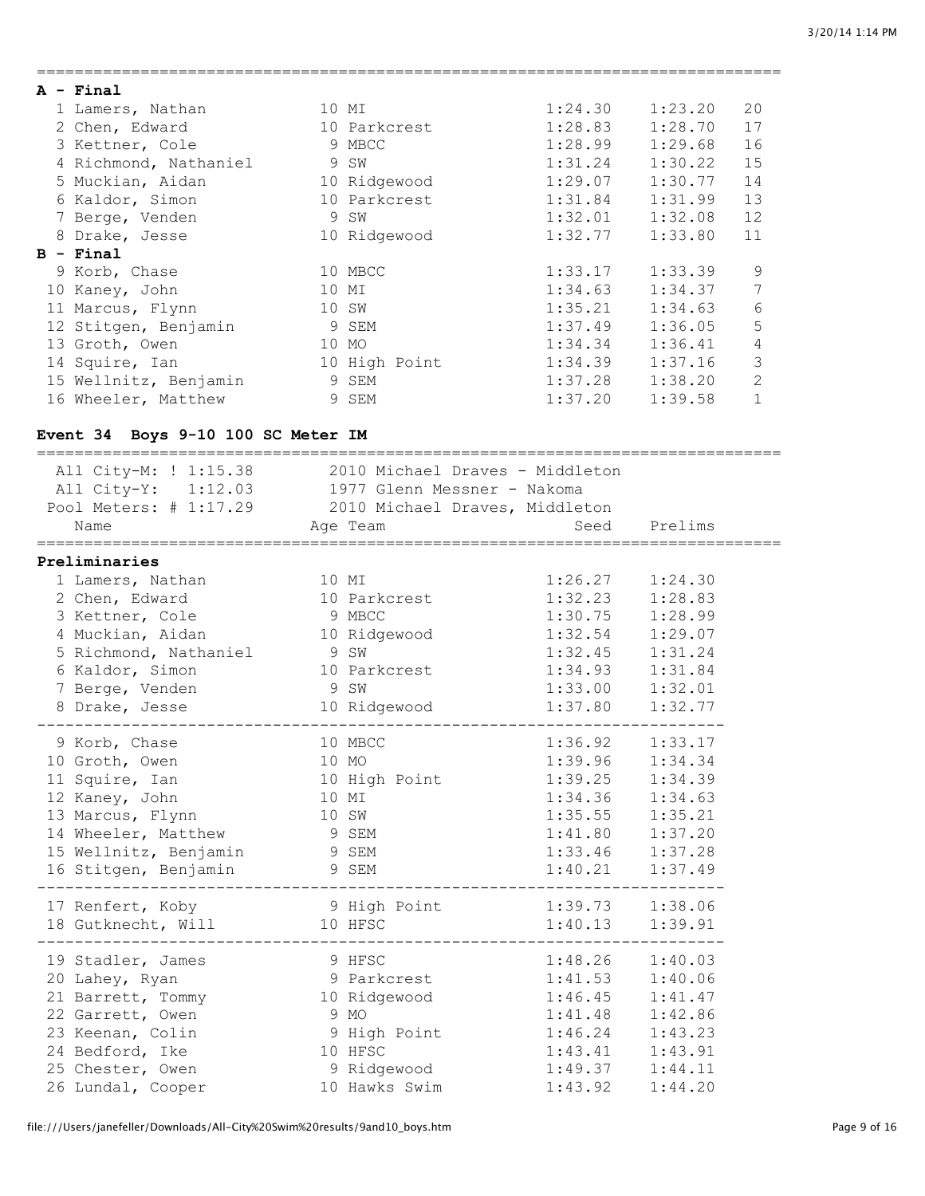**A - Final**

| Place | Name | Age | Team | Prelims | Finals | Points |
|---|---|---|---|---|---|---|
| 1 | Lamers, Nathan | 10 | MI | 1:24.30 | 1:23.20 | 20 |
| 2 | Chen, Edward | 10 | Parkcrest | 1:28.83 | 1:28.70 | 17 |
| 3 | Kettner, Cole | 9 | MBCC | 1:28.99 | 1:29.68 | 16 |
| 4 | Richmond, Nathaniel | 9 | SW | 1:31.24 | 1:30.22 | 15 |
| 5 | Muckian, Aidan | 10 | Ridgewood | 1:29.07 | 1:30.77 | 14 |
| 6 | Kaldor, Simon | 10 | Parkcrest | 1:31.84 | 1:31.99 | 13 |
| 7 | Berge, Venden | 9 | SW | 1:32.01 | 1:32.08 | 12 |
| 8 | Drake, Jesse | 10 | Ridgewood | 1:32.77 | 1:33.80 | 11 |

**B - Final**

| Place | Name | Age | Team | Prelims | Finals | Points |
|---|---|---|---|---|---|---|
| 9 | Korb, Chase | 10 | MBCC | 1:33.17 | 1:33.39 | 9 |
| 10 | Kaney, John | 10 | MI | 1:34.63 | 1:34.37 | 7 |
| 11 | Marcus, Flynn | 10 | SW | 1:35.21 | 1:34.63 | 6 |
| 12 | Stitgen, Benjamin | 9 | SEM | 1:37.49 | 1:36.05 | 5 |
| 13 | Groth, Owen | 10 | MO | 1:34.34 | 1:36.41 | 4 |
| 14 | Squire, Ian | 10 | High Point | 1:34.39 | 1:37.16 | 3 |
| 15 | Wellnitz, Benjamin | 9 | SEM | 1:37.28 | 1:38.20 | 2 |
| 16 | Wheeler, Matthew | 9 | SEM | 1:37.20 | 1:39.58 | 1 |

## Event 34 Boys 9-10 100 SC Meter IM

All City-M: ! 1:15.38 — 2010 Michael Draves - Middleton
All City-Y: 1:12.03 — 1977 Glenn Messner - Nakoma
Pool Meters: # 1:17.29 — 2010 Michael Draves, Middleton

**Preliminaries**

| Place | Name | Age | Team | Seed | Prelims |
|---|---|---|---|---|---|
| 1 | Lamers, Nathan | 10 | MI | 1:26.27 | 1:24.30 |
| 2 | Chen, Edward | 10 | Parkcrest | 1:32.23 | 1:28.83 |
| 3 | Kettner, Cole | 9 | MBCC | 1:30.75 | 1:28.99 |
| 4 | Muckian, Aidan | 10 | Ridgewood | 1:32.54 | 1:29.07 |
| 5 | Richmond, Nathaniel | 9 | SW | 1:32.45 | 1:31.24 |
| 6 | Kaldor, Simon | 10 | Parkcrest | 1:34.93 | 1:31.84 |
| 7 | Berge, Venden | 9 | SW | 1:33.00 | 1:32.01 |
| 8 | Drake, Jesse | 10 | Ridgewood | 1:37.80 | 1:32.77 |
| 9 | Korb, Chase | 10 | MBCC | 1:36.92 | 1:33.17 |
| 10 | Groth, Owen | 10 | MO | 1:39.96 | 1:34.34 |
| 11 | Squire, Ian | 10 | High Point | 1:39.25 | 1:34.39 |
| 12 | Kaney, John | 10 | MI | 1:34.36 | 1:34.63 |
| 13 | Marcus, Flynn | 10 | SW | 1:35.55 | 1:35.21 |
| 14 | Wheeler, Matthew | 9 | SEM | 1:41.80 | 1:37.20 |
| 15 | Wellnitz, Benjamin | 9 | SEM | 1:33.46 | 1:37.28 |
| 16 | Stitgen, Benjamin | 9 | SEM | 1:40.21 | 1:37.49 |
| 17 | Renfert, Koby | 9 | High Point | 1:39.73 | 1:38.06 |
| 18 | Gutknecht, Will | 10 | HFSC | 1:40.13 | 1:39.91 |
| 19 | Stadler, James | 9 | HFSC | 1:48.26 | 1:40.03 |
| 20 | Lahey, Ryan | 9 | Parkcrest | 1:41.53 | 1:40.06 |
| 21 | Barrett, Tommy | 10 | Ridgewood | 1:46.45 | 1:41.47 |
| 22 | Garrett, Owen | 9 | MO | 1:41.48 | 1:42.86 |
| 23 | Keenan, Colin | 9 | High Point | 1:46.24 | 1:43.23 |
| 24 | Bedford, Ike | 10 | HFSC | 1:43.41 | 1:43.91 |
| 25 | Chester, Owen | 9 | Ridgewood | 1:49.37 | 1:44.11 |
| 26 | Lundal, Cooper | 10 | Hawks Swim | 1:43.92 | 1:44.20 |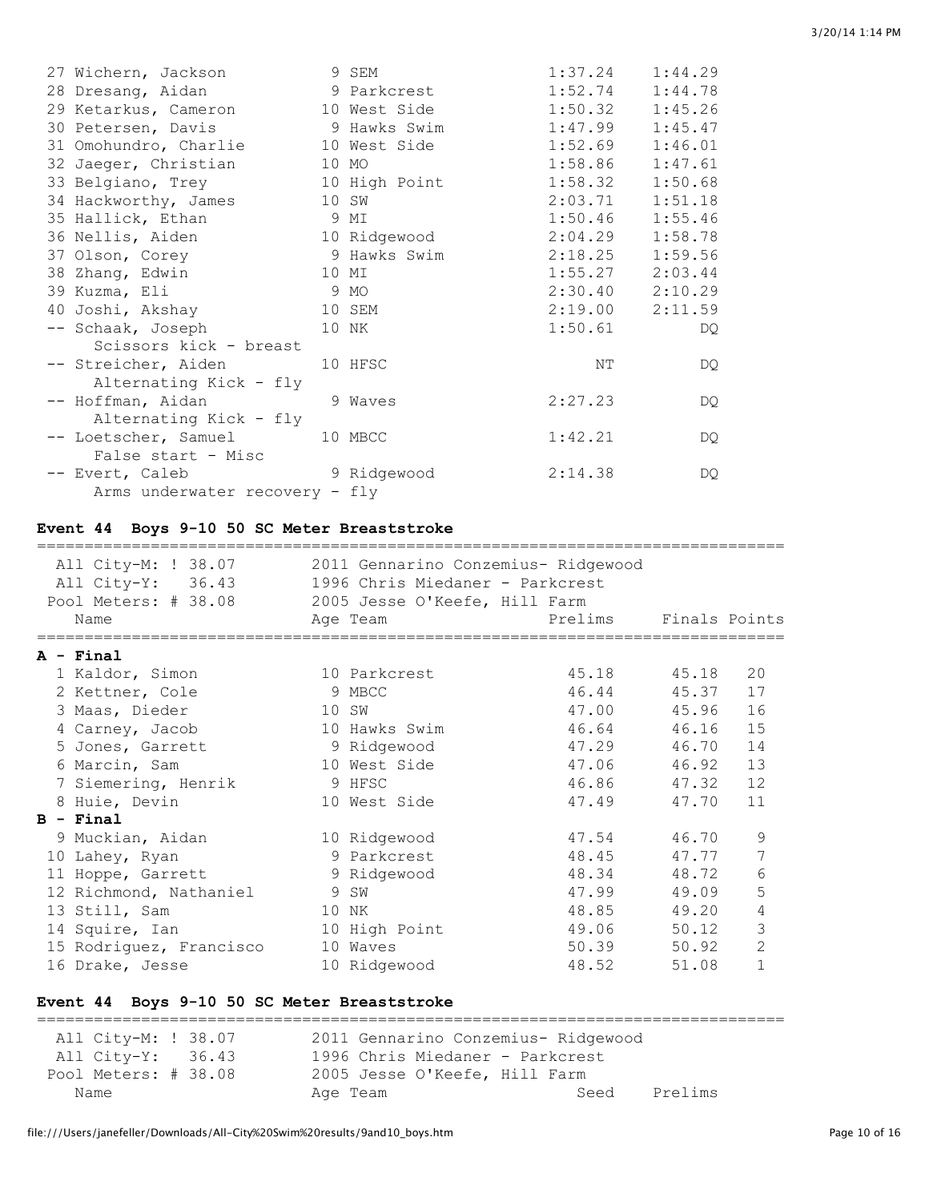| Place | Name | Age | Team | Prelims | Finals |
|---|---|---|---|---|---|
| 27 | Wichern, Jackson | 9 | SEM | 1:37.24 | 1:44.29 |
| 28 | Dresang, Aidan | 9 | Parkcrest | 1:52.74 | 1:44.78 |
| 29 | Ketarkus, Cameron | 10 | West Side | 1:50.32 | 1:45.26 |
| 30 | Petersen, Davis | 9 | Hawks Swim | 1:47.99 | 1:45.47 |
| 31 | Omohundro, Charlie | 10 | West Side | 1:52.69 | 1:46.01 |
| 32 | Jaeger, Christian | 10 | MO | 1:58.86 | 1:47.61 |
| 33 | Belgiano, Trey | 10 | High Point | 1:58.32 | 1:50.68 |
| 34 | Hackworthy, James | 10 | SW | 2:03.71 | 1:51.18 |
| 35 | Hallick, Ethan | 9 | MI | 1:50.46 | 1:55.46 |
| 36 | Nellis, Aiden | 10 | Ridgewood | 2:04.29 | 1:58.78 |
| 37 | Olson, Corey | 9 | Hawks Swim | 2:18.25 | 1:59.56 |
| 38 | Zhang, Edwin | 10 | MI | 1:55.27 | 2:03.44 |
| 39 | Kuzma, Eli | 9 | MO | 2:30.40 | 2:10.29 |
| 40 | Joshi, Akshay | 10 | SEM | 2:19.00 | 2:11.59 |
| -- | Schaak, Joseph (Scissors kick - breast) | 10 | NK | 1:50.61 | DQ |
| -- | Streicher, Aiden (Alternating Kick - fly) | 10 | HFSC | NT | DQ |
| -- | Hoffman, Aidan (Alternating Kick - fly) | 9 | Waves | 2:27.23 | DQ |
| -- | Loetscher, Samuel (False start - Misc) | 10 | MBCC | 1:42.21 | DQ |
| -- | Evert, Caleb (Arms underwater recovery - fly) | 9 | Ridgewood | 2:14.38 | DQ |

### Event 44 Boys 9-10 50 SC Meter Breaststroke

All City-M: ! 38.07 — 2011 Gennarino Conzemius- Ridgewood
All City-Y: 36.43 — 1996 Chris Miedaner - Parkcrest
Pool Meters: # 38.08 — 2005 Jesse O'Keefe, Hill Farm

| Place | Name | Age | Team | Prelims | Finals | Points |
|---|---|---|---|---|---|---|
| **A - Final** | | | | | | |
| 1 | Kaldor, Simon | 10 | Parkcrest | 45.18 | 45.18 | 20 |
| 2 | Kettner, Cole | 9 | MBCC | 46.44 | 45.37 | 17 |
| 3 | Maas, Dieder | 10 | SW | 47.00 | 45.96 | 16 |
| 4 | Carney, Jacob | 10 | Hawks Swim | 46.64 | 46.16 | 15 |
| 5 | Jones, Garrett | 9 | Ridgewood | 47.29 | 46.70 | 14 |
| 6 | Marcin, Sam | 10 | West Side | 47.06 | 46.92 | 13 |
| 7 | Siemering, Henrik | 9 | HFSC | 46.86 | 47.32 | 12 |
| 8 | Huie, Devin | 10 | West Side | 47.49 | 47.70 | 11 |
| **B - Final** | | | | | | |
| 9 | Muckian, Aidan | 10 | Ridgewood | 47.54 | 46.70 | 9 |
| 10 | Lahey, Ryan | 9 | Parkcrest | 48.45 | 47.77 | 7 |
| 11 | Hoppe, Garrett | 9 | Ridgewood | 48.34 | 48.72 | 6 |
| 12 | Richmond, Nathaniel | 9 | SW | 47.99 | 49.09 | 5 |
| 13 | Still, Sam | 10 | NK | 48.85 | 49.20 | 4 |
| 14 | Squire, Ian | 10 | High Point | 49.06 | 50.12 | 3 |
| 15 | Rodriguez, Francisco | 10 | Waves | 50.39 | 50.92 | 2 |
| 16 | Drake, Jesse | 10 | Ridgewood | 48.52 | 51.08 | 1 |

### Event 44 Boys 9-10 50 SC Meter Breaststroke

All City-M: ! 38.07 — 2011 Gennarino Conzemius- Ridgewood
All City-Y: 36.43 — 1996 Chris Miedaner - Parkcrest
Pool Meters: # 38.08 — 2005 Jesse O'Keefe, Hill Farm

| Name | Age | Team | Seed | Prelims |
|---|---|---|---|---|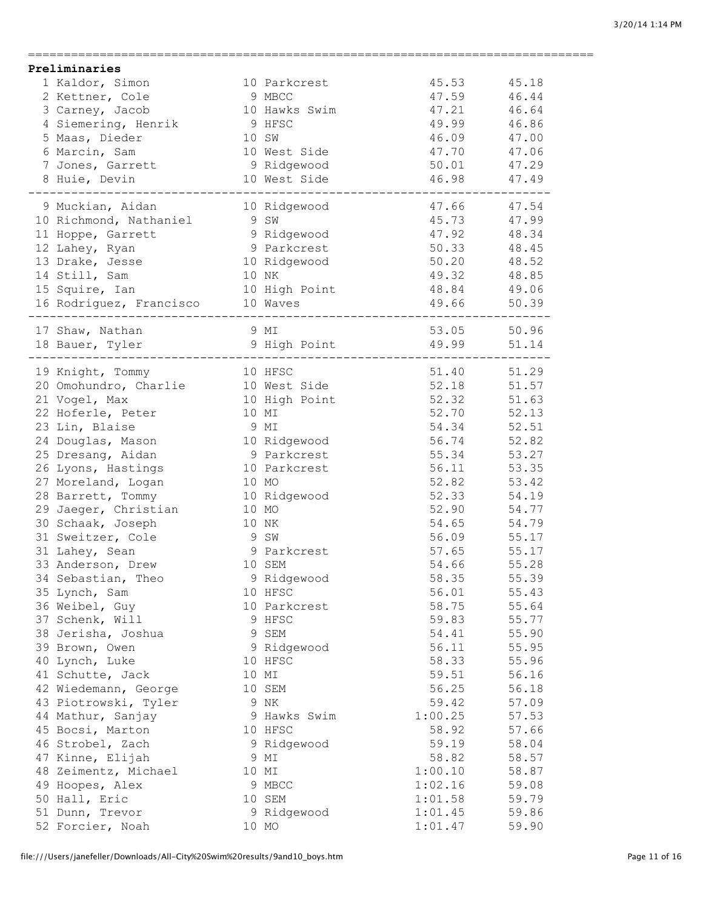### Preliminaries

| Place | Name | Age | Team | Seed Time | Prelim Time |
|---|---|---|---|---|---|
| 1 | Kaldor, Simon | 10 | Parkcrest | 45.53 | 45.18 |
| 2 | Kettner, Cole | 9 | MBCC | 47.59 | 46.44 |
| 3 | Carney, Jacob | 10 | Hawks Swim | 47.21 | 46.64 |
| 4 | Siemering, Henrik | 9 | HFSC | 49.99 | 46.86 |
| 5 | Maas, Dieder | 10 | SW | 46.09 | 47.00 |
| 6 | Marcin, Sam | 10 | West Side | 47.70 | 47.06 |
| 7 | Jones, Garrett | 9 | Ridgewood | 50.01 | 47.29 |
| 8 | Huie, Devin | 10 | West Side | 46.98 | 47.49 |
| 9 | Muckian, Aidan | 10 | Ridgewood | 47.66 | 47.54 |
| 10 | Richmond, Nathaniel | 9 | SW | 45.73 | 47.99 |
| 11 | Hoppe, Garrett | 9 | Ridgewood | 47.92 | 48.34 |
| 12 | Lahey, Ryan | 9 | Parkcrest | 50.33 | 48.45 |
| 13 | Drake, Jesse | 10 | Ridgewood | 50.20 | 48.52 |
| 14 | Still, Sam | 10 | NK | 49.32 | 48.85 |
| 15 | Squire, Ian | 10 | High Point | 48.84 | 49.06 |
| 16 | Rodriguez, Francisco | 10 | Waves | 49.66 | 50.39 |
| 17 | Shaw, Nathan | 9 | MI | 53.05 | 50.96 |
| 18 | Bauer, Tyler | 9 | High Point | 49.99 | 51.14 |
| 19 | Knight, Tommy | 10 | HFSC | 51.40 | 51.29 |
| 20 | Omohundro, Charlie | 10 | West Side | 52.18 | 51.57 |
| 21 | Vogel, Max | 10 | High Point | 52.32 | 51.63 |
| 22 | Hoferle, Peter | 10 | MI | 52.70 | 52.13 |
| 23 | Lin, Blaise | 9 | MI | 54.34 | 52.51 |
| 24 | Douglas, Mason | 10 | Ridgewood | 56.74 | 52.82 |
| 25 | Dresang, Aidan | 9 | Parkcrest | 55.34 | 53.27 |
| 26 | Lyons, Hastings | 10 | Parkcrest | 56.11 | 53.35 |
| 27 | Moreland, Logan | 10 | MO | 52.82 | 53.42 |
| 28 | Barrett, Tommy | 10 | Ridgewood | 52.33 | 54.19 |
| 29 | Jaeger, Christian | 10 | MO | 52.90 | 54.77 |
| 30 | Schaak, Joseph | 10 | NK | 54.65 | 54.79 |
| 31 | Sweitzer, Cole | 9 | SW | 56.09 | 55.17 |
| 31 | Lahey, Sean | 9 | Parkcrest | 57.65 | 55.17 |
| 33 | Anderson, Drew | 10 | SEM | 54.66 | 55.28 |
| 34 | Sebastian, Theo | 9 | Ridgewood | 58.35 | 55.39 |
| 35 | Lynch, Sam | 10 | HFSC | 56.01 | 55.43 |
| 36 | Weibel, Guy | 10 | Parkcrest | 58.75 | 55.64 |
| 37 | Schenk, Will | 9 | HFSC | 59.83 | 55.77 |
| 38 | Jerisha, Joshua | 9 | SEM | 54.41 | 55.90 |
| 39 | Brown, Owen | 9 | Ridgewood | 56.11 | 55.95 |
| 40 | Lynch, Luke | 10 | HFSC | 58.33 | 55.96 |
| 41 | Schutte, Jack | 10 | MI | 59.51 | 56.16 |
| 42 | Wiedemann, George | 10 | SEM | 56.25 | 56.18 |
| 43 | Piotrowski, Tyler | 9 | NK | 59.42 | 57.09 |
| 44 | Mathur, Sanjay | 9 | Hawks Swim | 1:00.25 | 57.53 |
| 45 | Bocsi, Marton | 10 | HFSC | 58.92 | 57.66 |
| 46 | Strobel, Zach | 9 | Ridgewood | 59.19 | 58.04 |
| 47 | Kinne, Elijah | 9 | MI | 58.82 | 58.57 |
| 48 | Zeimentz, Michael | 10 | MI | 1:00.10 | 58.87 |
| 49 | Hoopes, Alex | 9 | MBCC | 1:02.16 | 59.08 |
| 50 | Hall, Eric | 10 | SEM | 1:01.58 | 59.79 |
| 51 | Dunn, Trevor | 9 | Ridgewood | 1:01.45 | 59.86 |
| 52 | Forcier, Noah | 10 | MO | 1:01.47 | 59.90 |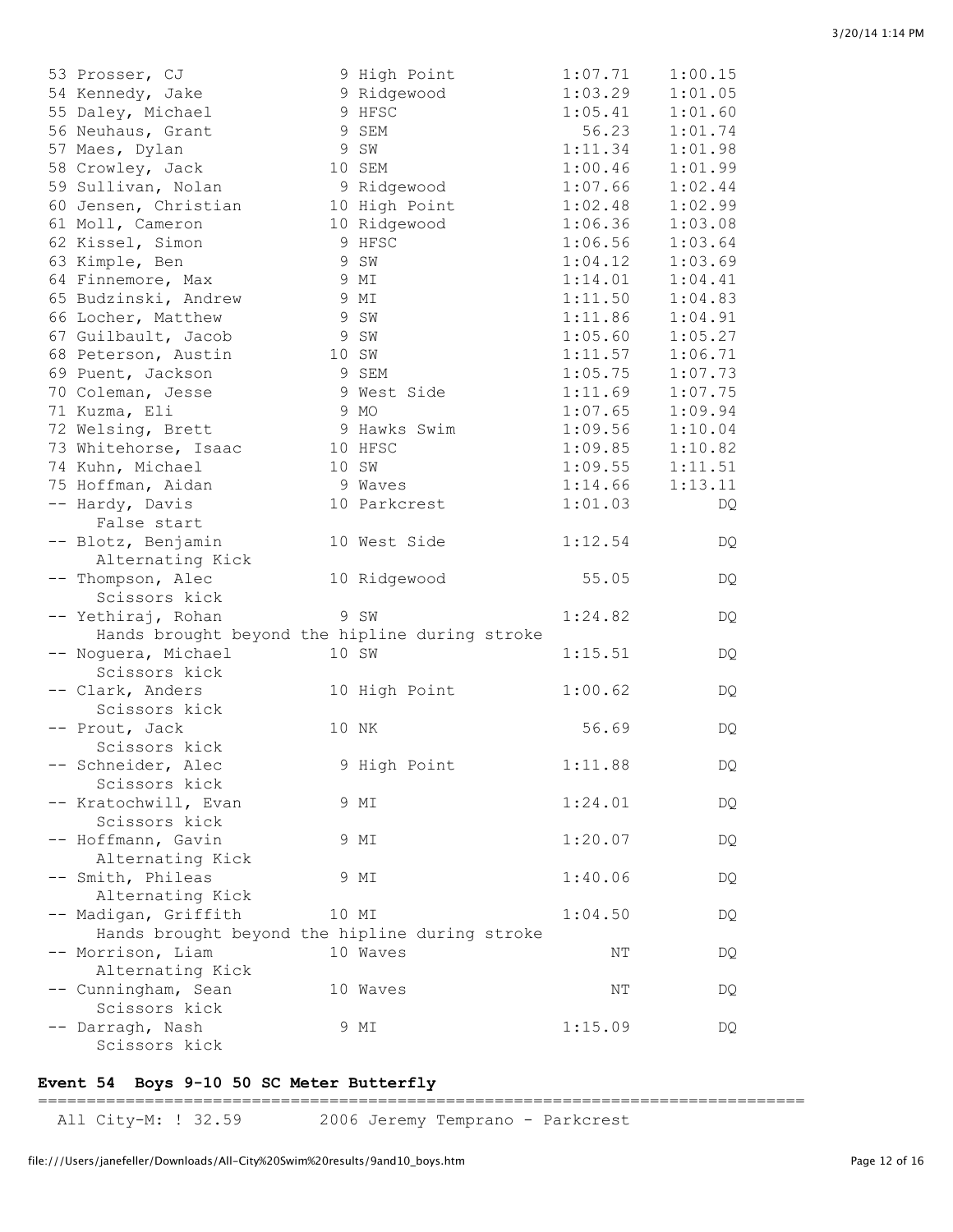```
 53 Prosser, CJ                9 High Point          1:07.71    1:00.15
 54 Kennedy, Jake              9 Ridgewood           1:03.29    1:01.05
 55 Daley, Michael             9 HFSC                1:05.41    1:01.60
 56 Neuhaus, Grant             9 SEM                   56.23    1:01.74
 57 Maes, Dylan                9 SW                  1:11.34    1:01.98
 58 Crowley, Jack             10 SEM                 1:00.46    1:01.99
 59 Sullivan, Nolan            9 Ridgewood           1:07.66    1:02.44
 60 Jensen, Christian         10 High Point          1:02.48    1:02.99
 61 Moll, Cameron             10 Ridgewood           1:06.36    1:03.08
 62 Kissel, Simon              9 HFSC                1:06.56    1:03.64
 63 Kimple, Ben                9 SW                  1:04.12    1:03.69
 64 Finnemore, Max             9 MI                  1:14.01    1:04.41
 65 Budzinski, Andrew          9 MI                  1:11.50    1:04.83
 66 Locher, Matthew            9 SW                  1:11.86    1:04.91
 67 Guilbault, Jacob           9 SW                  1:05.60    1:05.27
 68 Peterson, Austin          10 SW                  1:11.57    1:06.71
 69 Puent, Jackson             9 SEM                 1:05.75    1:07.73
 70 Coleman, Jesse             9 West Side           1:11.69    1:07.75
 71 Kuzma, Eli                 9 MO                  1:07.65    1:09.94
 72 Welsing, Brett             9 Hawks Swim          1:09.56    1:10.04
 73 Whitehorse, Isaac         10 HFSC                1:09.85    1:10.82
 74 Kuhn, Michael             10 SW                  1:09.55    1:11.51
 75 Hoffman, Aidan             9 Waves               1:14.66    1:13.11
 -- Hardy, Davis              10 Parkcrest           1:01.03         DQ
      False start
 -- Blotz, Benjamin           10 West Side           1:12.54         DQ
      Alternating Kick
 -- Thompson, Alec            10 Ridgewood             55.05         DQ
      Scissors kick
 -- Yethiraj, Rohan            9 SW                  1:24.82         DQ
      Hands brought beyond the hipline during stroke
 -- Noguera, Michael          10 SW                  1:15.51         DQ
      Scissors kick
 -- Clark, Anders             10 High Point          1:00.62         DQ
      Scissors kick
 -- Prout, Jack               10 NK                    56.69         DQ
      Scissors kick
 -- Schneider, Alec            9 High Point          1:11.88         DQ
      Scissors kick
 -- Kratochwill, Evan          9 MI                  1:24.01         DQ
      Scissors kick
 -- Hoffmann, Gavin            9 MI                  1:20.07         DQ
      Alternating Kick
 -- Smith, Phileas             9 MI                  1:40.06         DQ
      Alternating Kick
 -- Madigan, Griffith         10 MI                  1:04.50         DQ
      Hands brought beyond the hipline during stroke
 -- Morrison, Liam            10 Waves                    NT         DQ
      Alternating Kick
 -- Cunningham, Sean          10 Waves                    NT         DQ
      Scissors kick
 -- Darragh, Nash              9 MI                  1:15.09         DQ
      Scissors kick
```

**Event 54  Boys 9-10 50 SC Meter Butterfly**

```
===============================================================================
  All City-M: ! 32.59        2006 Jeremy Temprano - Parkcrest
```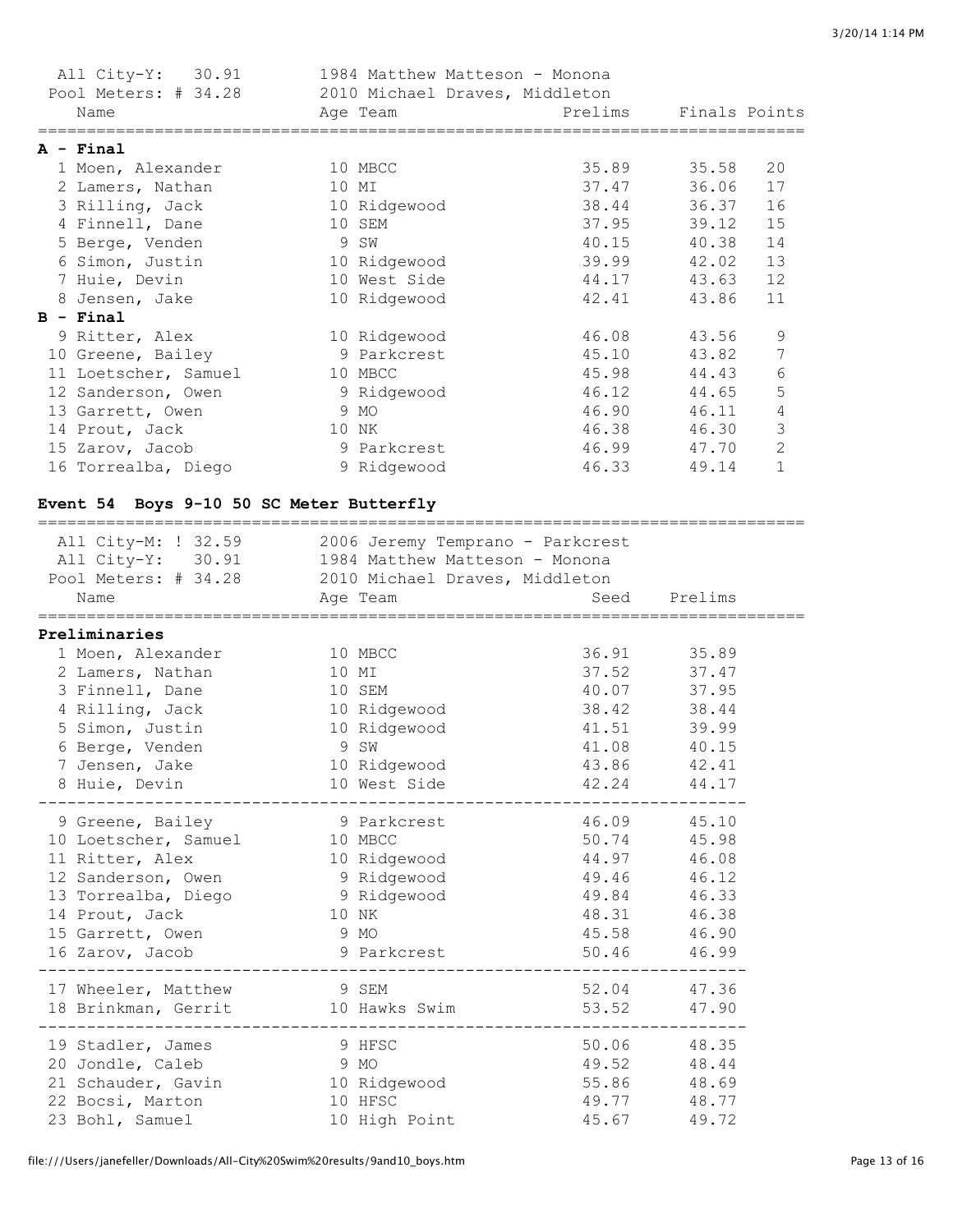All City-Y: 30.91 — 1984 Matthew Matteson - Monona
Pool Meters: # 34.28 — 2010 Michael Draves, Middleton

| | Name | Age | Team | Prelims | Finals | Points |
|---|---|---|---|---|---|---|
| **A - Final** | | | | | | |
| 1 | Moen, Alexander | 10 | MBCC | 35.89 | 35.58 | 20 |
| 2 | Lamers, Nathan | 10 | MI | 37.47 | 36.06 | 17 |
| 3 | Rilling, Jack | 10 | Ridgewood | 38.44 | 36.37 | 16 |
| 4 | Finnell, Dane | 10 | SEM | 37.95 | 39.12 | 15 |
| 5 | Berge, Venden | 9 | SW | 40.15 | 40.38 | 14 |
| 6 | Simon, Justin | 10 | Ridgewood | 39.99 | 42.02 | 13 |
| 7 | Huie, Devin | 10 | West Side | 44.17 | 43.63 | 12 |
| 8 | Jensen, Jake | 10 | Ridgewood | 42.41 | 43.86 | 11 |
| **B - Final** | | | | | | |
| 9 | Ritter, Alex | 10 | Ridgewood | 46.08 | 43.56 | 9 |
| 10 | Greene, Bailey | 9 | Parkcrest | 45.10 | 43.82 | 7 |
| 11 | Loetscher, Samuel | 10 | MBCC | 45.98 | 44.43 | 6 |
| 12 | Sanderson, Owen | 9 | Ridgewood | 46.12 | 44.65 | 5 |
| 13 | Garrett, Owen | 9 | MO | 46.90 | 46.11 | 4 |
| 14 | Prout, Jack | 10 | NK | 46.38 | 46.30 | 3 |
| 15 | Zarov, Jacob | 9 | Parkcrest | 46.99 | 47.70 | 2 |
| 16 | Torrealba, Diego | 9 | Ridgewood | 46.33 | 49.14 | 1 |

### Event 54 Boys 9-10 50 SC Meter Butterfly

All City-M: ! 32.59 — 2006 Jeremy Temprano - Parkcrest
All City-Y: 30.91 — 1984 Matthew Matteson - Monona
Pool Meters: # 34.28 — 2010 Michael Draves, Middleton

| | Name | Age | Team | Seed | Prelims |
|---|---|---|---|---|---|
| **Preliminaries** | | | | | |
| 1 | Moen, Alexander | 10 | MBCC | 36.91 | 35.89 |
| 2 | Lamers, Nathan | 10 | MI | 37.52 | 37.47 |
| 3 | Finnell, Dane | 10 | SEM | 40.07 | 37.95 |
| 4 | Rilling, Jack | 10 | Ridgewood | 38.42 | 38.44 |
| 5 | Simon, Justin | 10 | Ridgewood | 41.51 | 39.99 |
| 6 | Berge, Venden | 9 | SW | 41.08 | 40.15 |
| 7 | Jensen, Jake | 10 | Ridgewood | 43.86 | 42.41 |
| 8 | Huie, Devin | 10 | West Side | 42.24 | 44.17 |
| 9 | Greene, Bailey | 9 | Parkcrest | 46.09 | 45.10 |
| 10 | Loetscher, Samuel | 10 | MBCC | 50.74 | 45.98 |
| 11 | Ritter, Alex | 10 | Ridgewood | 44.97 | 46.08 |
| 12 | Sanderson, Owen | 9 | Ridgewood | 49.46 | 46.12 |
| 13 | Torrealba, Diego | 9 | Ridgewood | 49.84 | 46.33 |
| 14 | Prout, Jack | 10 | NK | 48.31 | 46.38 |
| 15 | Garrett, Owen | 9 | MO | 45.58 | 46.90 |
| 16 | Zarov, Jacob | 9 | Parkcrest | 50.46 | 46.99 |
| 17 | Wheeler, Matthew | 9 | SEM | 52.04 | 47.36 |
| 18 | Brinkman, Gerrit | 10 | Hawks Swim | 53.52 | 47.90 |
| 19 | Stadler, James | 9 | HFSC | 50.06 | 48.35 |
| 20 | Jondle, Caleb | 9 | MO | 49.52 | 48.44 |
| 21 | Schauder, Gavin | 10 | Ridgewood | 55.86 | 48.69 |
| 22 | Bocsi, Marton | 10 | HFSC | 49.77 | 48.77 |
| 23 | Bohl, Samuel | 10 | High Point | 45.67 | 49.72 |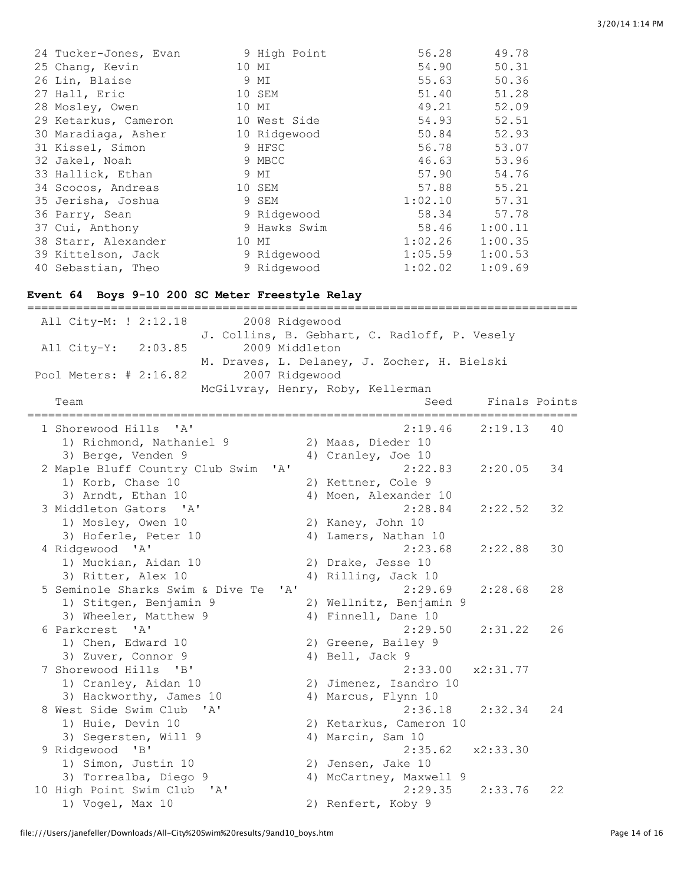| Place | Name | Age | Team | Seed | Finals |
|---|---|---|---|---|---|
| 24 | Tucker-Jones, Evan | 9 | High Point | 56.28 | 49.78 |
| 25 | Chang, Kevin | 10 | MI | 54.90 | 50.31 |
| 26 | Lin, Blaise | 9 | MI | 55.63 | 50.36 |
| 27 | Hall, Eric | 10 | SEM | 51.40 | 51.28 |
| 28 | Mosley, Owen | 10 | MI | 49.21 | 52.09 |
| 29 | Ketarkus, Cameron | 10 | West Side | 54.93 | 52.51 |
| 30 | Maradiaga, Asher | 10 | Ridgewood | 50.84 | 52.93 |
| 31 | Kissel, Simon | 9 | HFSC | 56.78 | 53.07 |
| 32 | Jakel, Noah | 9 | MBCC | 46.63 | 53.96 |
| 33 | Hallick, Ethan | 9 | MI | 57.90 | 54.76 |
| 34 | Scocos, Andreas | 10 | SEM | 57.88 | 55.21 |
| 35 | Jerisha, Joshua | 9 | SEM | 1:02.10 | 57.31 |
| 36 | Parry, Sean | 9 | Ridgewood | 58.34 | 57.78 |
| 37 | Cui, Anthony | 9 | Hawks Swim | 58.46 | 1:00.11 |
| 38 | Starr, Alexander | 10 | MI | 1:02.26 | 1:00.35 |
| 39 | Kittelson, Jack | 9 | Ridgewood | 1:05.59 | 1:00.53 |
| 40 | Sebastian, Theo | 9 | Ridgewood | 1:02.02 | 1:09.69 |

## Event 64 Boys 9-10 200 SC Meter Freestyle Relay

```
===============================================================================
   All City-M: ! 2:12.18       2008 Ridgewood
                        J. Collins, B. Gebhart, C. Radloff, P. Vesely
   All City-Y:   2:03.85       2009 Middleton
                        M. Draves, L. Delaney, J. Zocher, H. Bielski
   Pool Meters: # 2:16.82      2007 Ridgewood
                        McGilvray, Henry, Roby, Kellerman
     Team                                            Seed    Finals Points
===============================================================================
  1 Shorewood Hills  'A'                           2:19.46    2:19.13   40
     1) Richmond, Nathaniel 9           2) Maas, Dieder 10
     3) Berge, Venden 9                 4) Cranley, Joe 10
  2 Maple Bluff Country Club Swim  'A'             2:22.83    2:20.05   34
     1) Korb, Chase 10                  2) Kettner, Cole 9
     3) Arndt, Ethan 10                 4) Moen, Alexander 10
  3 Middleton Gators  'A'                          2:28.84    2:22.52   32
     1) Mosley, Owen 10                 2) Kaney, John 10
     3) Hoferle, Peter 10               4) Lamers, Nathan 10
  4 Ridgewood  'A'                                 2:23.68    2:22.88   30
     1) Muckian, Aidan 10               2) Drake, Jesse 10
     3) Ritter, Alex 10                 4) Rilling, Jack 10
  5 Seminole Sharks Swim & Dive Te  'A'            2:29.69    2:28.68   28
     1) Stitgen, Benjamin 9             2) Wellnitz, Benjamin 9
     3) Wheeler, Matthew 9              4) Finnell, Dane 10
  6 Parkcrest  'A'                                 2:29.50    2:31.22   26
     1) Chen, Edward 10                 2) Greene, Bailey 9
     3) Zuver, Connor 9                 4) Bell, Jack 9
  7 Shorewood Hills  'B'                           2:33.00   x2:31.77
     1) Cranley, Aidan 10               2) Jimenez, Isandro 10
     3) Hackworthy, James 10            4) Marcus, Flynn 10
  8 West Side Swim Club  'A'                       2:36.18    2:32.34   24
     1) Huie, Devin 10                  2) Ketarkus, Cameron 10
     3) Segersten, Will 9               4) Marcin, Sam 10
  9 Ridgewood  'B'                                 2:35.62   x2:33.30
     1) Simon, Justin 10                2) Jensen, Jake 10
     3) Torrealba, Diego 9              4) McCartney, Maxwell 9
 10 High Point Swim Club  'A'                      2:29.35    2:33.76   22
     1) Vogel, Max 10                   2) Renfert, Koby 9
```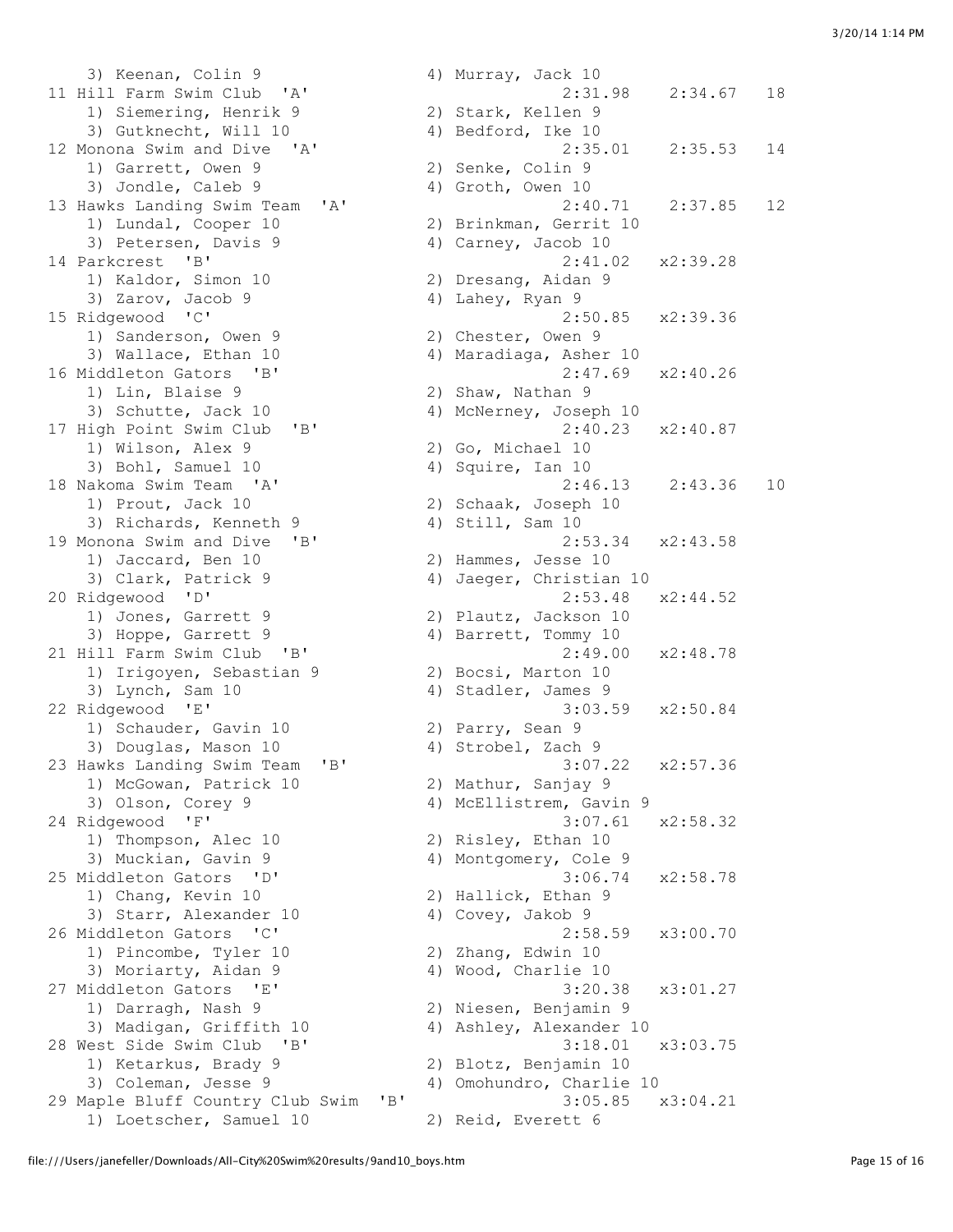```
    3) Keenan, Colin 9                4) Murray, Jack 10
 11 Hill Farm Swim Club  'A'                    2:31.98    2:34.67   18
    1) Siemering, Henrik 9            2) Stark, Kellen 9
    3) Gutknecht, Will 10             4) Bedford, Ike 10
 12 Monona Swim and Dive  'A'                   2:35.01    2:35.53   14
    1) Garrett, Owen 9                2) Senke, Colin 9
    3) Jondle, Caleb 9                4) Groth, Owen 10
 13 Hawks Landing Swim Team  'A'                2:40.71    2:37.85   12
    1) Lundal, Cooper 10              2) Brinkman, Gerrit 10
    3) Petersen, Davis 9              4) Carney, Jacob 10
 14 Parkcrest  'B'                              2:41.02   x2:39.28
    1) Kaldor, Simon 10               2) Dresang, Aidan 9
    3) Zarov, Jacob 9                 4) Lahey, Ryan 9
 15 Ridgewood  'C'                              2:50.85   x2:39.36
    1) Sanderson, Owen 9              2) Chester, Owen 9
    3) Wallace, Ethan 10              4) Maradiaga, Asher 10
 16 Middleton Gators  'B'                       2:47.69   x2:40.26
    1) Lin, Blaise 9                  2) Shaw, Nathan 9
    3) Schutte, Jack 10               4) McNerney, Joseph 10
 17 High Point Swim Club  'B'                   2:40.23   x2:40.87
    1) Wilson, Alex 9                 2) Go, Michael 10
    3) Bohl, Samuel 10                4) Squire, Ian 10
 18 Nakoma Swim Team  'A'                       2:46.13    2:43.36   10
    1) Prout, Jack 10                 2) Schaak, Joseph 10
    3) Richards, Kenneth 9            4) Still, Sam 10
 19 Monona Swim and Dive  'B'                   2:53.34   x2:43.58
    1) Jaccard, Ben 10                2) Hammes, Jesse 10
    3) Clark, Patrick 9               4) Jaeger, Christian 10
 20 Ridgewood  'D'                              2:53.48   x2:44.52
    1) Jones, Garrett 9               2) Plautz, Jackson 10
    3) Hoppe, Garrett 9               4) Barrett, Tommy 10
 21 Hill Farm Swim Club  'B'                    2:49.00   x2:48.78
    1) Irigoyen, Sebastian 9          2) Bocsi, Marton 10
    3) Lynch, Sam 10                  4) Stadler, James 9
 22 Ridgewood  'E'                              3:03.59   x2:50.84
    1) Schauder, Gavin 10             2) Parry, Sean 9
    3) Douglas, Mason 10              4) Strobel, Zach 9
 23 Hawks Landing Swim Team  'B'                3:07.22   x2:57.36
    1) McGowan, Patrick 10            2) Mathur, Sanjay 9
    3) Olson, Corey 9                 4) McEllistrem, Gavin 9
 24 Ridgewood  'F'                              3:07.61   x2:58.32
    1) Thompson, Alec 10              2) Risley, Ethan 10
    3) Muckian, Gavin 9               4) Montgomery, Cole 9
 25 Middleton Gators  'D'                       3:06.74   x2:58.78
    1) Chang, Kevin 10                2) Hallick, Ethan 9
    3) Starr, Alexander 10            4) Covey, Jakob 9
 26 Middleton Gators  'C'                       2:58.59   x3:00.70
    1) Pincombe, Tyler 10             2) Zhang, Edwin 10
    3) Moriarty, Aidan 9              4) Wood, Charlie 10
 27 Middleton Gators  'E'                       3:20.38   x3:01.27
    1) Darragh, Nash 9                2) Niesen, Benjamin 9
    3) Madigan, Griffith 10           4) Ashley, Alexander 10
 28 West Side Swim Club  'B'                    3:18.01   x3:03.75
    1) Ketarkus, Brady 9              2) Blotz, Benjamin 10
    3) Coleman, Jesse 9               4) Omohundro, Charlie 10
 29 Maple Bluff Country Club Swim  'B'          3:05.85   x3:04.21
    1) Loetscher, Samuel 10           2) Reid, Everett 6
```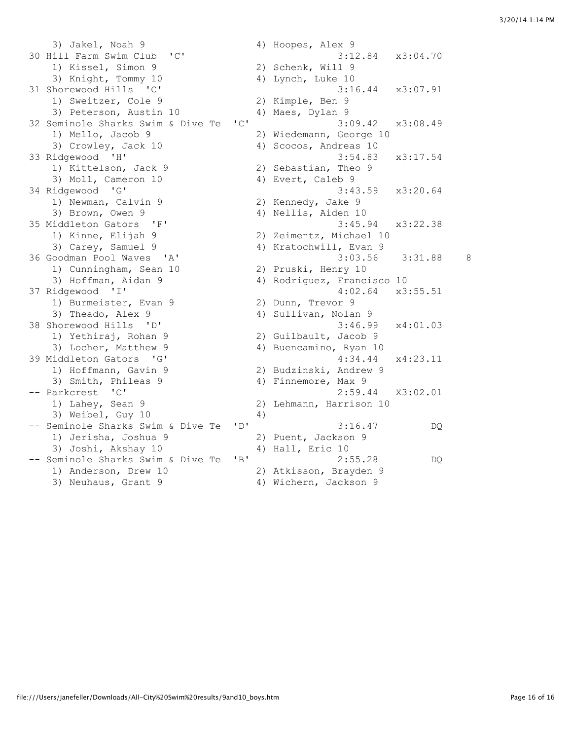```
    3) Jakel, Noah 9                   4) Hoopes, Alex 9
30 Hill Farm Swim Club  'C'                      3:12.84   x3:04.70
    1) Kissel, Simon 9                 2) Schenk, Will 9
    3) Knight, Tommy 10                4) Lynch, Luke 10
31 Shorewood Hills  'C'                          3:16.44   x3:07.91
    1) Sweitzer, Cole 9                2) Kimple, Ben 9
    3) Peterson, Austin 10             4) Maes, Dylan 9
32 Seminole Sharks Swim & Dive Te  'C'           3:09.42   x3:08.49
    1) Mello, Jacob 9                  2) Wiedemann, George 10
    3) Crowley, Jack 10                4) Scocos, Andreas 10
33 Ridgewood  'H'                                3:54.83   x3:17.54
    1) Kittelson, Jack 9               2) Sebastian, Theo 9
    3) Moll, Cameron 10                4) Evert, Caleb 9
34 Ridgewood  'G'                                3:43.59   x3:20.64
    1) Newman, Calvin 9                2) Kennedy, Jake 9
    3) Brown, Owen 9                   4) Nellis, Aiden 10
35 Middleton Gators  'F'                         3:45.94   x3:22.38
    1) Kinne, Elijah 9                 2) Zeimentz, Michael 10
    3) Carey, Samuel 9                 4) Kratochwill, Evan 9
36 Goodman Pool Waves  'A'                       3:03.56    3:31.88    8
    1) Cunningham, Sean 10             2) Pruski, Henry 10
    3) Hoffman, Aidan 9                4) Rodriguez, Francisco 10
37 Ridgewood  'I'                                4:02.64   x3:55.51
    1) Burmeister, Evan 9              2) Dunn, Trevor 9
    3) Theado, Alex 9                  4) Sullivan, Nolan 9
38 Shorewood Hills  'D'                          3:46.99   x4:01.03
    1) Yethiraj, Rohan 9               2) Guilbault, Jacob 9
    3) Locher, Matthew 9               4) Buencamino, Ryan 10
39 Middleton Gators  'G'                         4:34.44   x4:23.11
    1) Hoffmann, Gavin 9               2) Budzinski, Andrew 9
    3) Smith, Phileas 9                4) Finnemore, Max 9
-- Parkcrest  'C'                                2:59.44   X3:02.01
    1) Lahey, Sean 9                   2) Lehmann, Harrison 10
    3) Weibel, Guy 10                  4)
-- Seminole Sharks Swim & Dive Te  'D'           3:16.47         DQ
    1) Jerisha, Joshua 9               2) Puent, Jackson 9
    3) Joshi, Akshay 10                4) Hall, Eric 10
-- Seminole Sharks Swim & Dive Te  'B'           2:55.28         DQ
    1) Anderson, Drew 10               2) Atkisson, Brayden 9
    3) Neuhaus, Grant 9                4) Wichern, Jackson 9
```